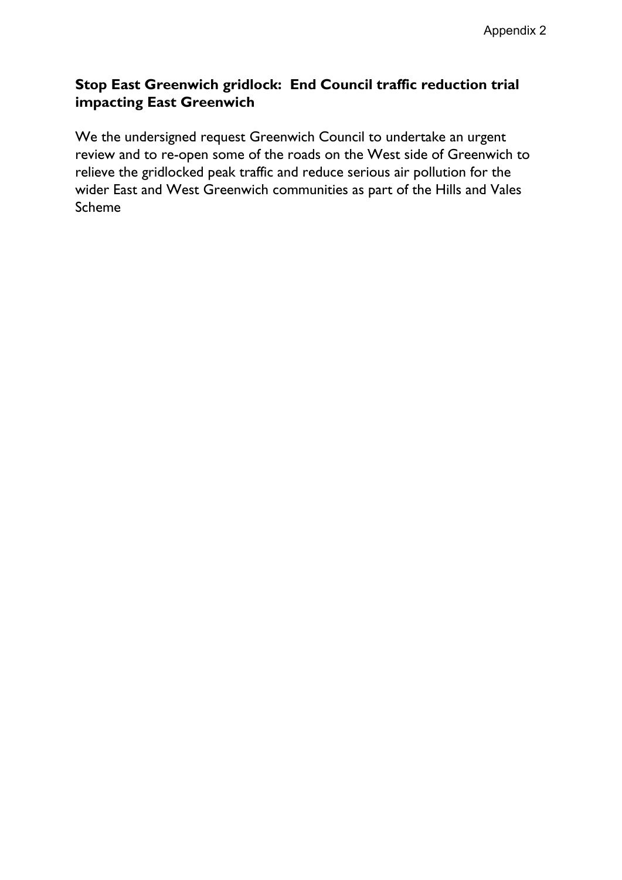Appendix 2

**Stop East Greenwich gridlock: End Council traffic reduction trial impacting East Greenwich**

We the undersigned request Greenwich Council to undertake an urgent review and to re-open some of the roads on the West side of Greenwich to relieve the gridlocked peak traffic and reduce serious air pollution for the wider East and West Greenwich communities as part of the Hills and Vales Scheme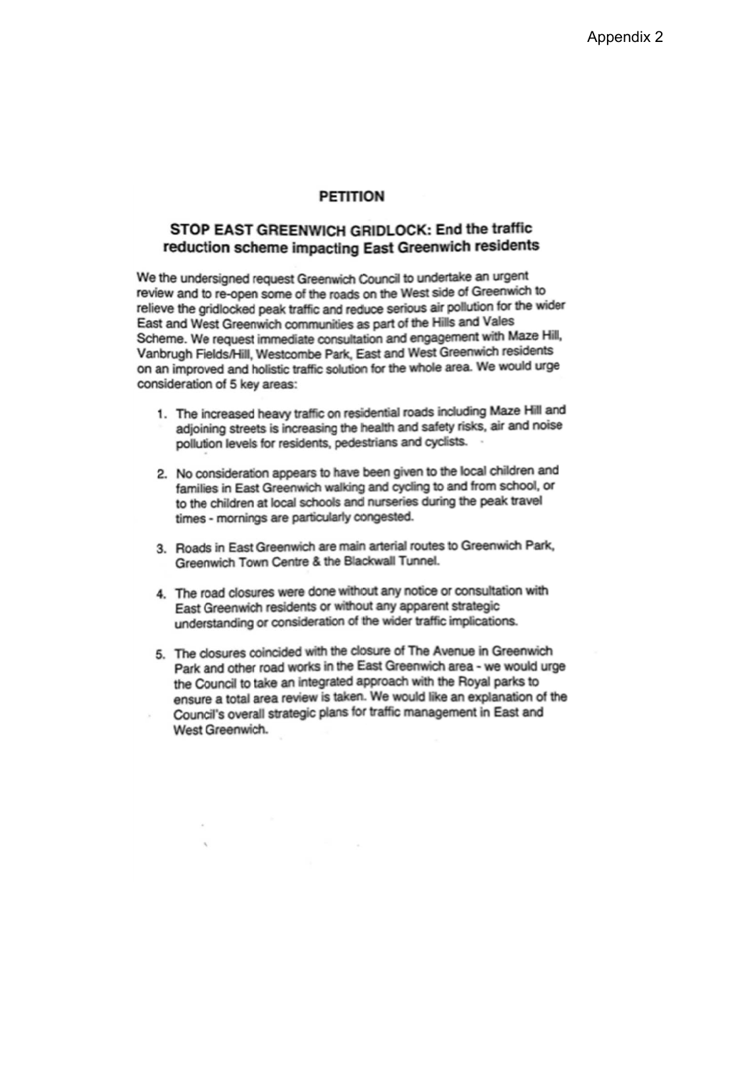Appendix 2

# PETITION

## STOP EAST GREENWICH GRIDLOCK: End the traffic reduction scheme impacting East Greenwich residents

We the undersigned request Greenwich Council to undertake an urgent review and to re-open some of the roads on the West side of Greenwich to relieve the gridlocked peak traffic and reduce serious air pollution for the wider East and West Greenwich communities as part of the Hills and Vales Scheme. We request immediate consultation and engagement with Maze Hill, Vanbrugh Fields/Hill, Westcombe Park, East and West Greenwich residents on an improved and holistic traffic solution for the whole area. We would urge consideration of 5 key areas:

1. The increased heavy traffic on residential roads including Maze Hill and adjoining streets is increasing the health and safety risks, air and noise pollution levels for residents, pedestrians and cyclists.
2. No consideration appears to have been given to the local children and families in East Greenwich walking and cycling to and from school, or to the children at local schools and nurseries during the peak travel times - mornings are particularly congested.
3. Roads in East Greenwich are main arterial routes to Greenwich Park, Greenwich Town Centre & the Blackwall Tunnel.
4. The road closures were done without any notice or consultation with East Greenwich residents or without any apparent strategic understanding or consideration of the wider traffic implications.
5. The closures coincided with the closure of The Avenue in Greenwich Park and other road works in the East Greenwich area - we would urge the Council to take an integrated approach with the Royal parks to ensure a total area review is taken. We would like an explanation of the Council's overall strategic plans for traffic management in East and West Greenwich.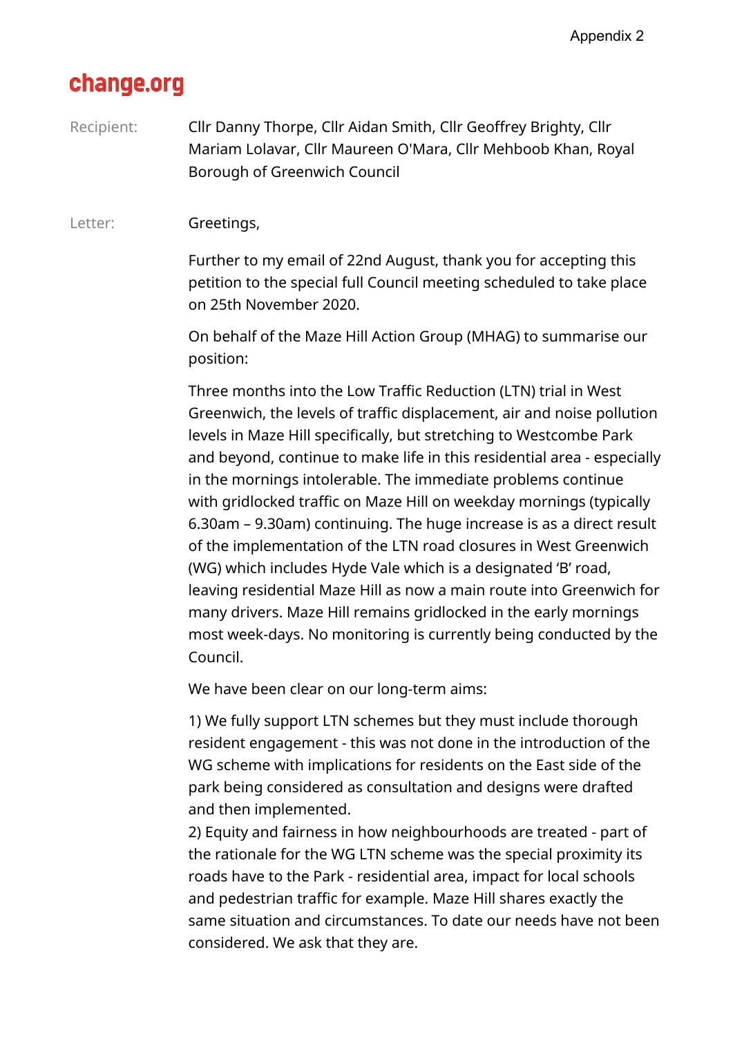Appendix 2

**change.org**

Recipient: Cllr Danny Thorpe, Cllr Aidan Smith, Cllr Geoffrey Brighty, Cllr Mariam Lolavar, Cllr Maureen O'Mara, Cllr Mehboob Khan, Royal Borough of Greenwich Council

Letter: Greetings,

Further to my email of 22nd August, thank you for accepting this petition to the special full Council meeting scheduled to take place on 25th November 2020.

On behalf of the Maze Hill Action Group (MHAG) to summarise our position:

Three months into the Low Traffic Reduction (LTN) trial in West Greenwich, the levels of traffic displacement, air and noise pollution levels in Maze Hill specifically, but stretching to Westcombe Park and beyond, continue to make life in this residential area - especially in the mornings intolerable. The immediate problems continue with gridlocked traffic on Maze Hill on weekday mornings (typically 6.30am – 9.30am) continuing. The huge increase is as a direct result of the implementation of the LTN road closures in West Greenwich (WG) which includes Hyde Vale which is a designated 'B' road, leaving residential Maze Hill as now a main route into Greenwich for many drivers. Maze Hill remains gridlocked in the early mornings most week-days. No monitoring is currently being conducted by the Council.

We have been clear on our long-term aims:

1) We fully support LTN schemes but they must include thorough resident engagement - this was not done in the introduction of the WG scheme with implications for residents on the East side of the park being considered as consultation and designs were drafted and then implemented.
2) Equity and fairness in how neighbourhoods are treated - part of the rationale for the WG LTN scheme was the special proximity its roads have to the Park - residential area, impact for local schools and pedestrian traffic for example. Maze Hill shares exactly the same situation and circumstances. To date our needs have not been considered. We ask that they are.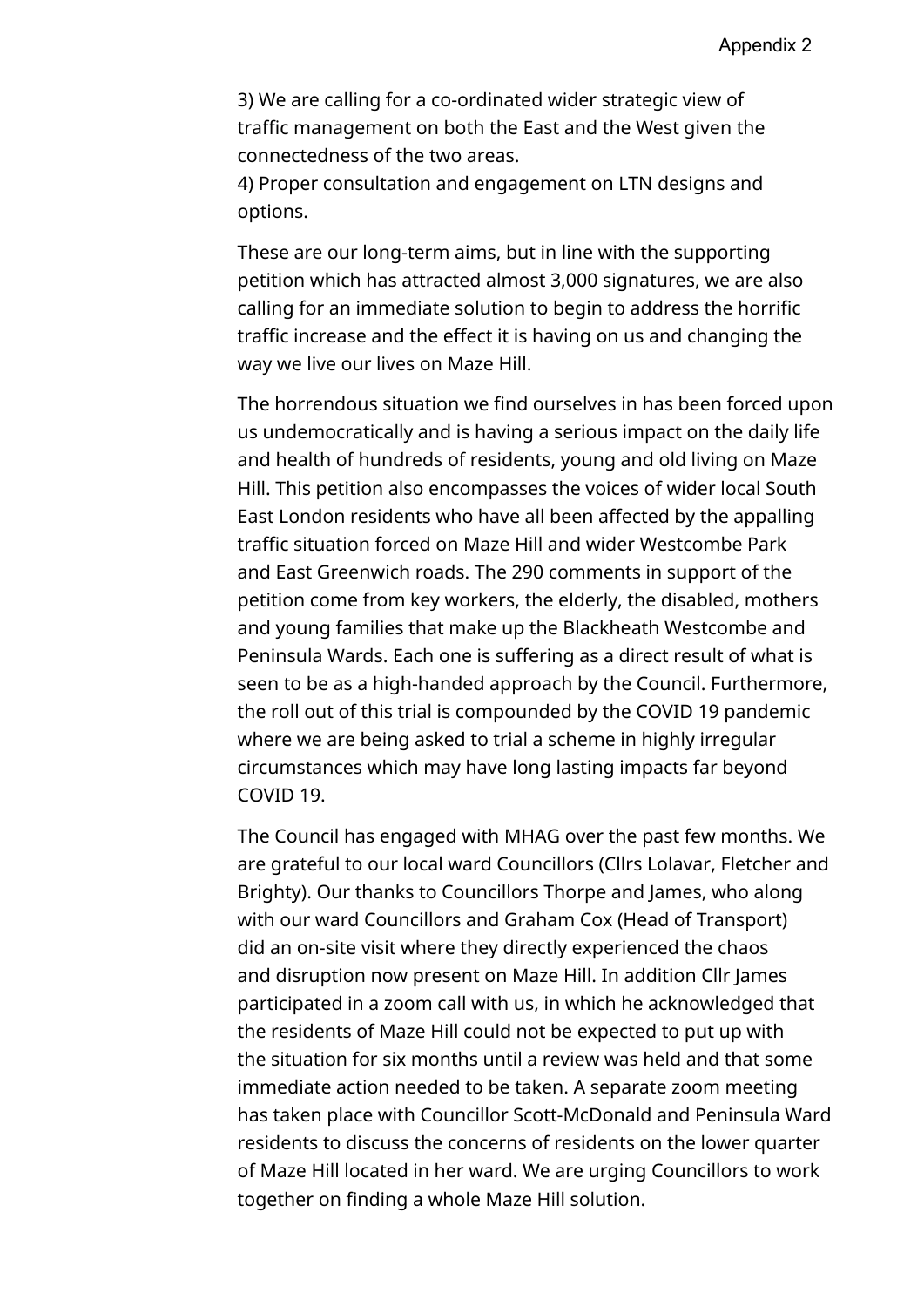3) We are calling for a co-ordinated wider strategic view of traffic management on both the East and the West given the connectedness of the two areas.
4) Proper consultation and engagement on LTN designs and options.

These are our long-term aims, but in line with the supporting petition which has attracted almost 3,000 signatures, we are also calling for an immediate solution to begin to address the horrific traffic increase and the effect it is having on us and changing the way we live our lives on Maze Hill.

The horrendous situation we find ourselves in has been forced upon us undemocratically and is having a serious impact on the daily life and health of hundreds of residents, young and old living on Maze Hill. This petition also encompasses the voices of wider local South East London residents who have all been affected by the appalling traffic situation forced on Maze Hill and wider Westcombe Park and East Greenwich roads. The 290 comments in support of the petition come from key workers, the elderly, the disabled, mothers and young families that make up the Blackheath Westcombe and Peninsula Wards. Each one is suffering as a direct result of what is seen to be as a high-handed approach by the Council. Furthermore, the roll out of this trial is compounded by the COVID 19 pandemic where we are being asked to trial a scheme in highly irregular circumstances which may have long lasting impacts far beyond COVID 19.

The Council has engaged with MHAG over the past few months. We are grateful to our local ward Councillors (Cllrs Lolavar, Fletcher and Brighty). Our thanks to Councillors Thorpe and James, who along with our ward Councillors and Graham Cox (Head of Transport) did an on-site visit where they directly experienced the chaos and disruption now present on Maze Hill. In addition Cllr James participated in a zoom call with us, in which he acknowledged that the residents of Maze Hill could not be expected to put up with the situation for six months until a review was held and that some immediate action needed to be taken. A separate zoom meeting has taken place with Councillor Scott-McDonald and Peninsula Ward residents to discuss the concerns of residents on the lower quarter of Maze Hill located in her ward. We are urging Councillors to work together on finding a whole Maze Hill solution.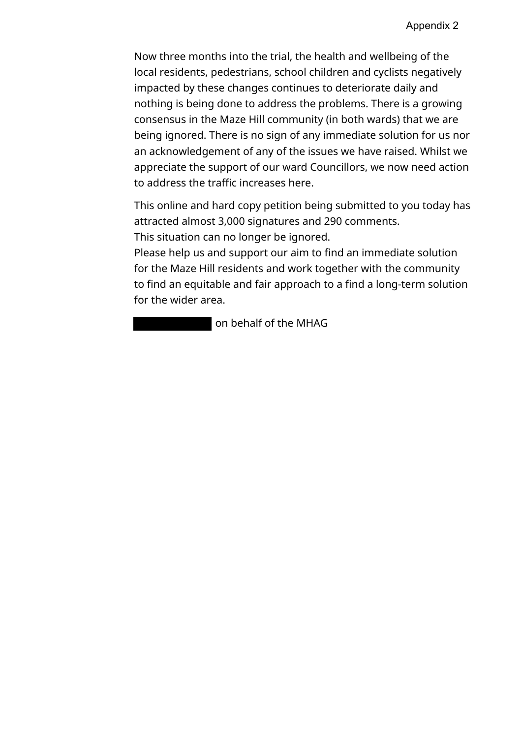Now three months into the trial, the health and wellbeing of the local residents, pedestrians, school children and cyclists negatively impacted by these changes continues to deteriorate daily and nothing is being done to address the problems. There is a growing consensus in the Maze Hill community (in both wards) that we are being ignored. There is no sign of any immediate solution for us nor an acknowledgement of any of the issues we have raised. Whilst we appreciate the support of our ward Councillors, we now need action to address the traffic increases here.

This online and hard copy petition being submitted to you today has attracted almost 3,000 signatures and 290 comments.
This situation can no longer be ignored.
Please help us and support our aim to find an immediate solution for the Maze Hill residents and work together with the community to find an equitable and fair approach to a find a long-term solution for the wider area.

on behalf of the MHAG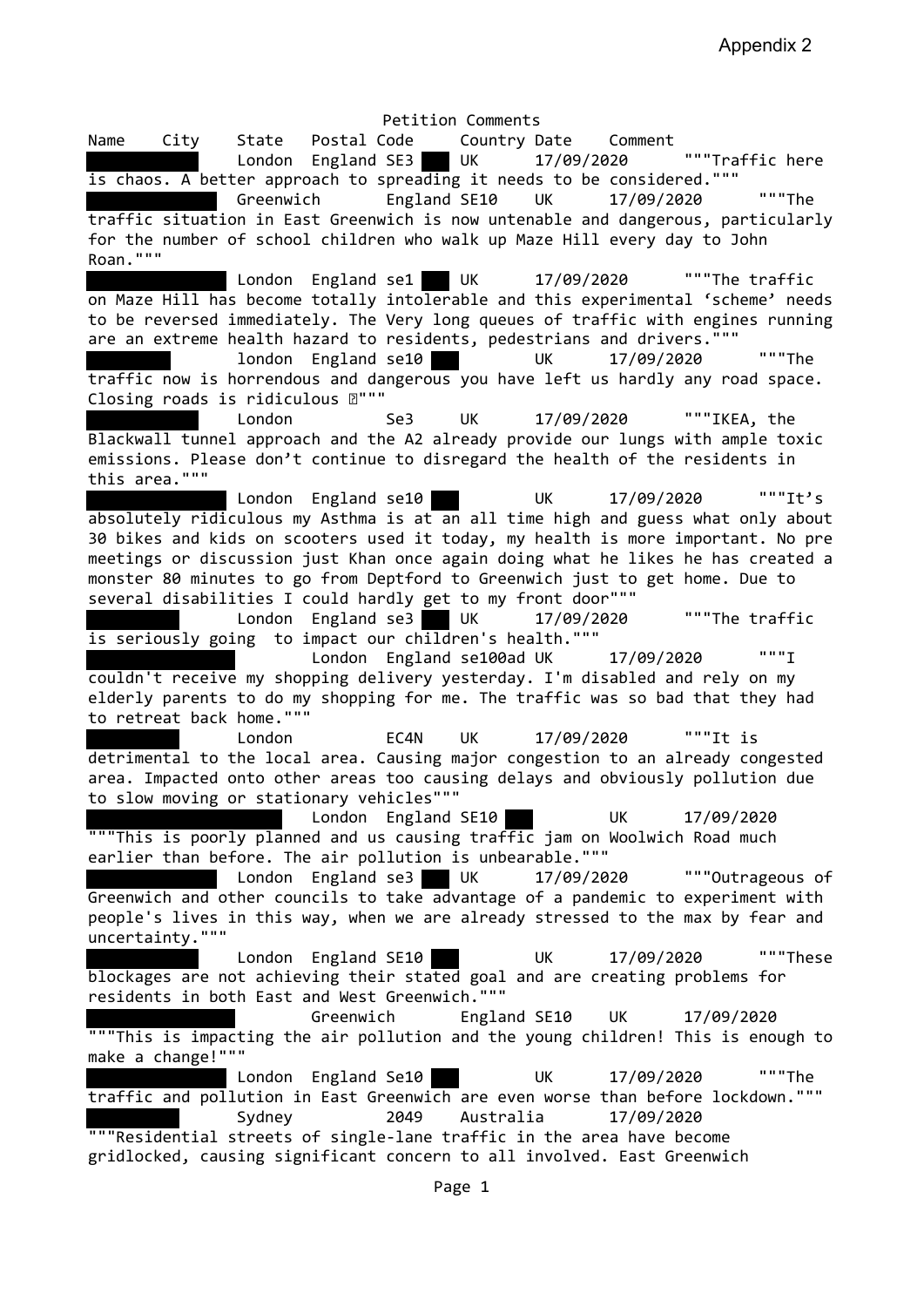Appendix 2

# Petition Comments

| Name | City | State | Postal Code | Country | Date | Comment |
|---|---|---|---|---|---|---|
| █████ | London | England | SE3 ██ | UK | 17/09/2020 | """Traffic here is chaos. A better approach to spreading it needs to be considered.""" |
| █████ | Greenwich | England | SE10 | UK | 17/09/2020 | """The traffic situation in East Greenwich is now untenable and dangerous, particularly for the number of school children who walk up Maze Hill every day to John Roan.""" |
| █████ | London | England | se1 ██ | UK | 17/09/2020 | """The traffic on Maze Hill has become totally intolerable and this experimental 'scheme' needs to be reversed immediately. The Very long queues of traffic with engines running are an extreme health hazard to residents, pedestrians and drivers.""" |
| █████ | london | England | se10 ██ | UK | 17/09/2020 | """The traffic now is horrendous and dangerous you have left us hardly any road space. Closing roads is ridiculous ?""" |
| █████ | London | | Se3 | UK | 17/09/2020 | """IKEA, the Blackwall tunnel approach and the A2 already provide our lungs with ample toxic emissions. Please don't continue to disregard the health of the residents in this area.""" |
| █████ | London | England | se10 ██ | UK | 17/09/2020 | """It's absolutely ridiculous my Asthma is at an all time high and guess what only about 30 bikes and kids on scooters used it today, my health is more important. No pre meetings or discussion just Khan once again doing what he likes he has created a monster 80 minutes to go from Deptford to Greenwich just to get home. Due to several disabilities I could hardly get to my front door""" |
| █████ | London | England | se3 ██ | UK | 17/09/2020 | """The traffic is seriously going  to impact our children's health.""" |
| █████ | London | England | se100ad | UK | 17/09/2020 | """I couldn't receive my shopping delivery yesterday. I'm disabled and rely on my elderly parents to do my shopping for me. The traffic was so bad that they had to retreat back home.""" |
| █████ | London | | EC4N | UK | 17/09/2020 | """It is detrimental to the local area. Causing major congestion to an already congested area. Impacted onto other areas too causing delays and obviously pollution due to slow moving or stationary vehicles""" |
| █████ | London | England | SE10 ██ | UK | 17/09/2020 | """This is poorly planned and us causing traffic jam on Woolwich Road much earlier than before. The air pollution is unbearable.""" |
| █████ | London | England | se3 ██ | UK | 17/09/2020 | """Outrageous of Greenwich and other councils to take advantage of a pandemic to experiment with people's lives in this way, when we are already stressed to the max by fear and uncertainty.""" |
| █████ | London | England | SE10 ██ | UK | 17/09/2020 | """These blockages are not achieving their stated goal and are creating problems for residents in both East and West Greenwich.""" |
| █████ | Greenwich | England | SE10 | UK | 17/09/2020 | """This is impacting the air pollution and the young children! This is enough to make a change!""" |
| █████ | London | England | Se10 ██ | UK | 17/09/2020 | """The traffic and pollution in East Greenwich are even worse than before lockdown.""" |
| █████ | Sydney | | 2049 | Australia | 17/09/2020 | """Residential streets of single-lane traffic in the area have become gridlocked, causing significant concern to all involved. East Greenwich |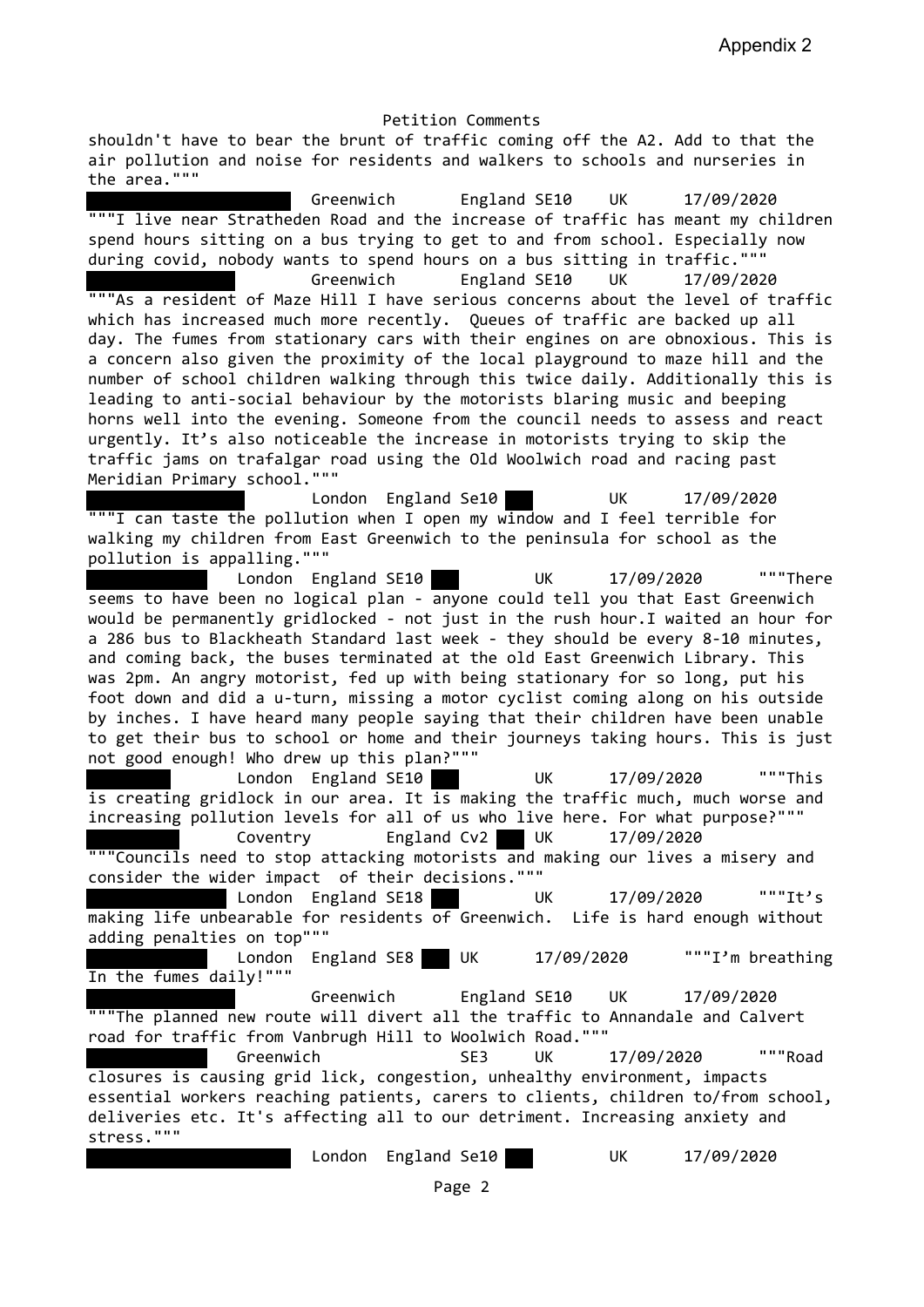Appendix 2

Petition Comments

shouldn't have to bear the brunt of traffic coming off the A2. Add to that the air pollution and noise for residents and walkers to schools and nurseries in the area."""

Greenwich England SE10 UK 17/09/2020

"""I live near Stratheden Road and the increase of traffic has meant my children spend hours sitting on a bus trying to get to and from school. Especially now during covid, nobody wants to spend hours on a bus sitting in traffic."""

Greenwich England SE10 UK 17/09/2020

"""As a resident of Maze Hill I have serious concerns about the level of traffic which has increased much more recently. Queues of traffic are backed up all day. The fumes from stationary cars with their engines on are obnoxious. This is a concern also given the proximity of the local playground to maze hill and the number of school children walking through this twice daily. Additionally this is leading to anti-social behaviour by the motorists blaring music and beeping horns well into the evening. Someone from the council needs to assess and react urgently. It's also noticeable the increase in motorists trying to skip the traffic jams on trafalgar road using the Old Woolwich road and racing past Meridian Primary school."""

London England Se10 UK 17/09/2020

"""I can taste the pollution when I open my window and I feel terrible for walking my children from East Greenwich to the peninsula for school as the pollution is appalling."""

London England SE10 UK 17/09/2020 """There seems to have been no logical plan - anyone could tell you that East Greenwich would be permanently gridlocked - not just in the rush hour.I waited an hour for a 286 bus to Blackheath Standard last week - they should be every 8-10 minutes, and coming back, the buses terminated at the old East Greenwich Library. This was 2pm. An angry motorist, fed up with being stationary for so long, put his foot down and did a u-turn, missing a motor cyclist coming along on his outside by inches. I have heard many people saying that their children have been unable to get their bus to school or home and their journeys taking hours. This is just not good enough! Who drew up this plan?"""

London England SE10 UK 17/09/2020 """This is creating gridlock in our area. It is making the traffic much, much worse and increasing pollution levels for all of us who live here. For what purpose?"""

Coventry England Cv2 UK 17/09/2020

"""Councils need to stop attacking motorists and making our lives a misery and consider the wider impact of their decisions."""

London England SE18 UK 17/09/2020 """It's making life unbearable for residents of Greenwich. Life is hard enough without adding penalties on top"""

London England SE8 UK 17/09/2020 """I'm breathing In the fumes daily!"""

Greenwich England SE10 UK 17/09/2020

"""The planned new route will divert all the traffic to Annandale and Calvert road for traffic from Vanbrugh Hill to Woolwich Road."""

Greenwich SE3 UK 17/09/2020 """Road closures is causing grid lick, congestion, unhealthy environment, impacts essential workers reaching patients, carers to clients, children to/from school, deliveries etc. It's affecting all to our detriment. Increasing anxiety and stress."""

London England Se10 UK 17/09/2020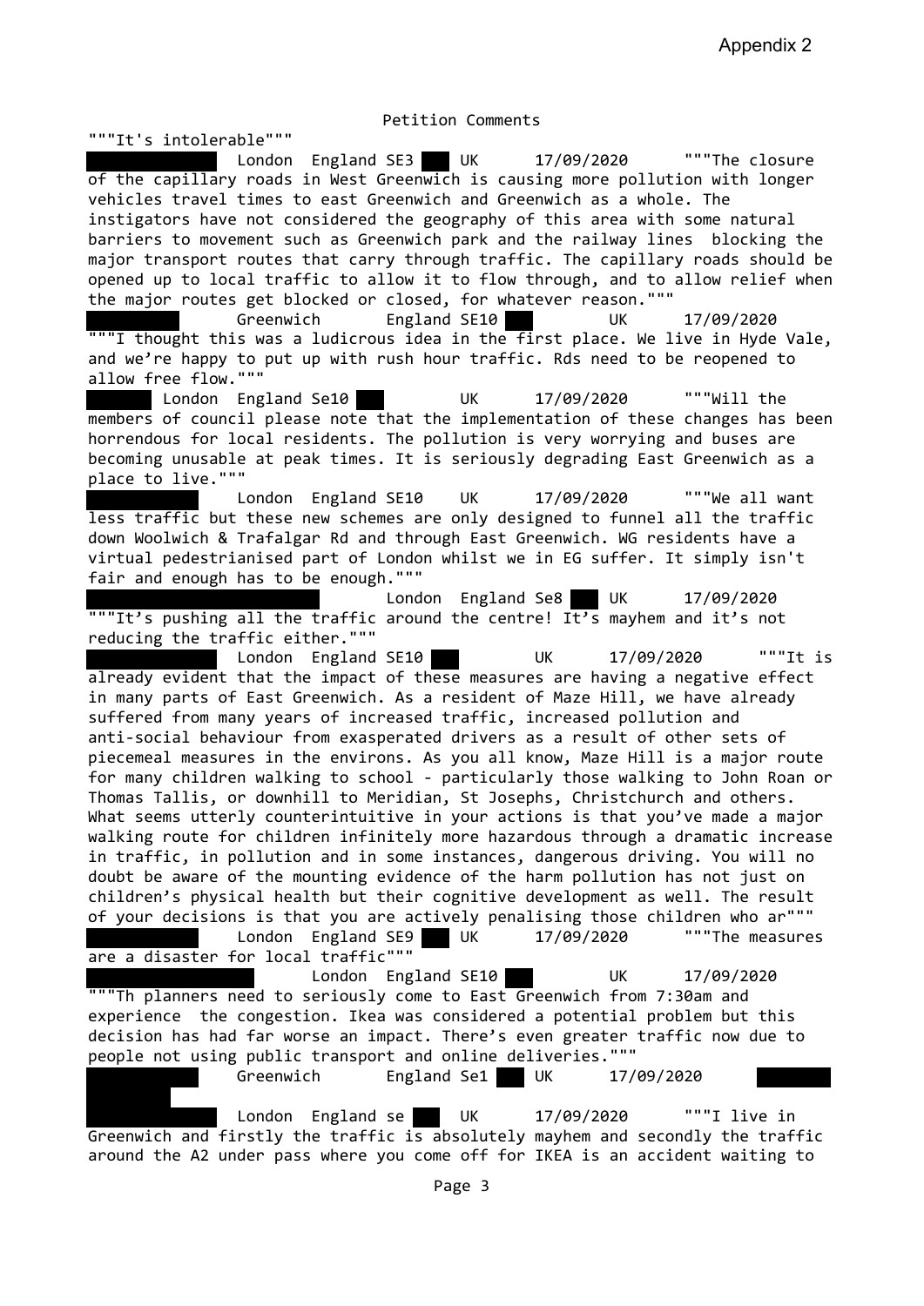Appendix 2

Petition Comments

"""It's intolerable"""

London England SE3 UK 17/09/2020 """The closure of the capillary roads in West Greenwich is causing more pollution with longer vehicles travel times to east Greenwich and Greenwich as a whole. The instigators have not considered the geography of this area with some natural barriers to movement such as Greenwich park and the railway lines blocking the major transport routes that carry through traffic. The capillary roads should be opened up to local traffic to allow it to flow through, and to allow relief when the major routes get blocked or closed, for whatever reason."""

Greenwich England SE10 UK 17/09/2020 """I thought this was a ludicrous idea in the first place. We live in Hyde Vale, and we're happy to put up with rush hour traffic. Rds need to be reopened to allow free flow."""

London England Se10 UK 17/09/2020 """Will the members of council please note that the implementation of these changes has been horrendous for local residents. The pollution is very worrying and buses are becoming unusable at peak times. It is seriously degrading East Greenwich as a place to live."""

London England SE10 UK 17/09/2020 """We all want less traffic but these new schemes are only designed to funnel all the traffic down Woolwich & Trafalgar Rd and through East Greenwich. WG residents have a virtual pedestrianised part of London whilst we in EG suffer. It simply isn't fair and enough has to be enough."""

London England Se8 UK 17/09/2020 """It's pushing all the traffic around the centre! It's mayhem and it's not reducing the traffic either."""

London England SE10 UK 17/09/2020 """It is already evident that the impact of these measures are having a negative effect in many parts of East Greenwich. As a resident of Maze Hill, we have already suffered from many years of increased traffic, increased pollution and anti-social behaviour from exasperated drivers as a result of other sets of piecemeal measures in the environs. As you all know, Maze Hill is a major route for many children walking to school - particularly those walking to John Roan or Thomas Tallis, or downhill to Meridian, St Josephs, Christchurch and others. What seems utterly counterintuitive in your actions is that you've made a major walking route for children infinitely more hazardous through a dramatic increase in traffic, in pollution and in some instances, dangerous driving. You will no doubt be aware of the mounting evidence of the harm pollution has not just on children's physical health but their cognitive development as well. The result of your decisions is that you are actively penalising those children who ar"""

London England SE9 UK 17/09/2020 """The measures are a disaster for local traffic"""

London England SE10 UK 17/09/2020 """Th planners need to seriously come to East Greenwich from 7:30am and experience the congestion. Ikea was considered a potential problem but this decision has had far worse an impact. There's even greater traffic now due to people not using public transport and online deliveries."""

Greenwich England Se1 UK 17/09/2020

London England se UK 17/09/2020 """I live in Greenwich and firstly the traffic is absolutely mayhem and secondly the traffic around the A2 under pass where you come off for IKEA is an accident waiting to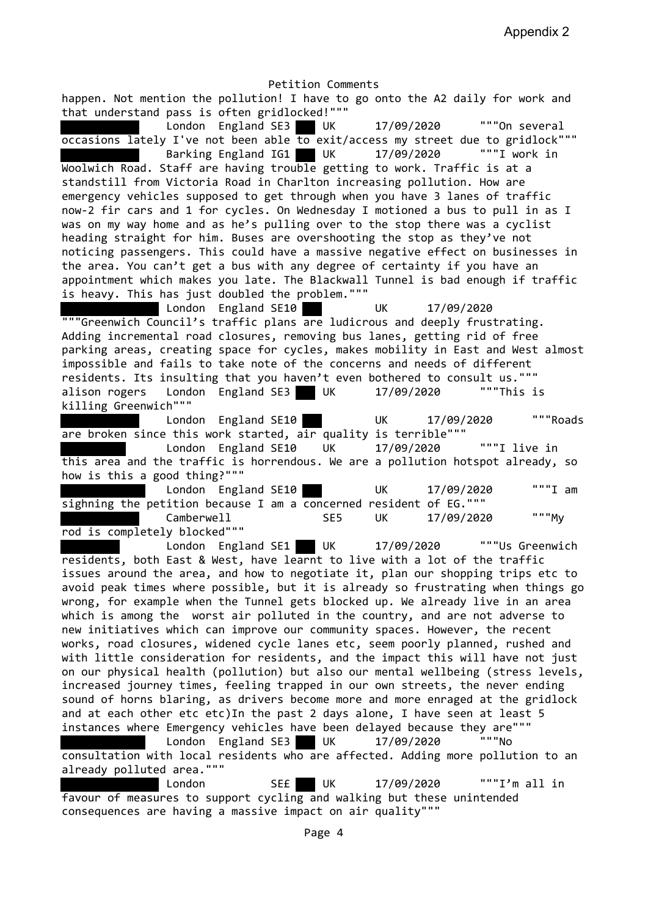Appendix 2

Petition Comments

happen. Not mention the pollution! I have to go onto the A2 daily for work and that understand pass is often gridlocked!"""

London England SE3 UK 17/09/2020 """On several occasions lately I've not been able to exit/access my street due to gridlock"""

Barking England IG1 UK 17/09/2020 """I work in Woolwich Road. Staff are having trouble getting to work. Traffic is at a standstill from Victoria Road in Charlton increasing pollution. How are emergency vehicles supposed to get through when you have 3 lanes of traffic now-2 fir cars and 1 for cycles. On Wednesday I motioned a bus to pull in as I was on my way home and as he's pulling over to the stop there was a cyclist heading straight for him. Buses are overshooting the stop as they've not noticing passengers. This could have a massive negative effect on businesses in the area. You can't get a bus with any degree of certainty if you have an appointment which makes you late. The Blackwall Tunnel is bad enough if traffic is heavy. This has just doubled the problem."""

London England SE10 UK 17/09/2020 """Greenwich Council's traffic plans are ludicrous and deeply frustrating. Adding incremental road closures, removing bus lanes, getting rid of free parking areas, creating space for cycles, makes mobility in East and West almost impossible and fails to take note of the concerns and needs of different residents. Its insulting that you haven't even bothered to consult us."""

alison rogers London England SE3 UK 17/09/2020 """This is killing Greenwich"""

London England SE10 UK 17/09/2020 """Roads are broken since this work started, air quality is terrible"""

London England SE10 UK 17/09/2020 """I live in this area and the traffic is horrendous. We are a pollution hotspot already, so how is this a good thing?"""

London England SE10 UK 17/09/2020 """I am sighning the petition because I am a concerned resident of EG."""

Camberwell SE5 UK 17/09/2020 """My rod is completely blocked"""

London England SE1 UK 17/09/2020 """Us Greenwich residents, both East & West, have learnt to live with a lot of the traffic issues around the area, and how to negotiate it, plan our shopping trips etc to avoid peak times where possible, but it is already so frustrating when things go wrong, for example when the Tunnel gets blocked up. We already live in an area which is among the worst air polluted in the country, and are not adverse to new initiatives which can improve our community spaces. However, the recent works, road closures, widened cycle lanes etc, seem poorly planned, rushed and with little consideration for residents, and the impact this will have not just on our physical health (pollution) but also our mental wellbeing (stress levels, increased journey times, feeling trapped in our own streets, the never ending sound of horns blaring, as drivers become more and more enraged at the gridlock and at each other etc etc)In the past 2 days alone, I have seen at least 5 instances where Emergency vehicles have been delayed because they are"""

London England SE3 UK 17/09/2020 """No consultation with local residents who are affected. Adding more pollution to an already polluted area."""

London SE£ UK 17/09/2020 """I'm all in favour of measures to support cycling and walking but these unintended consequences are having a massive impact on air quality"""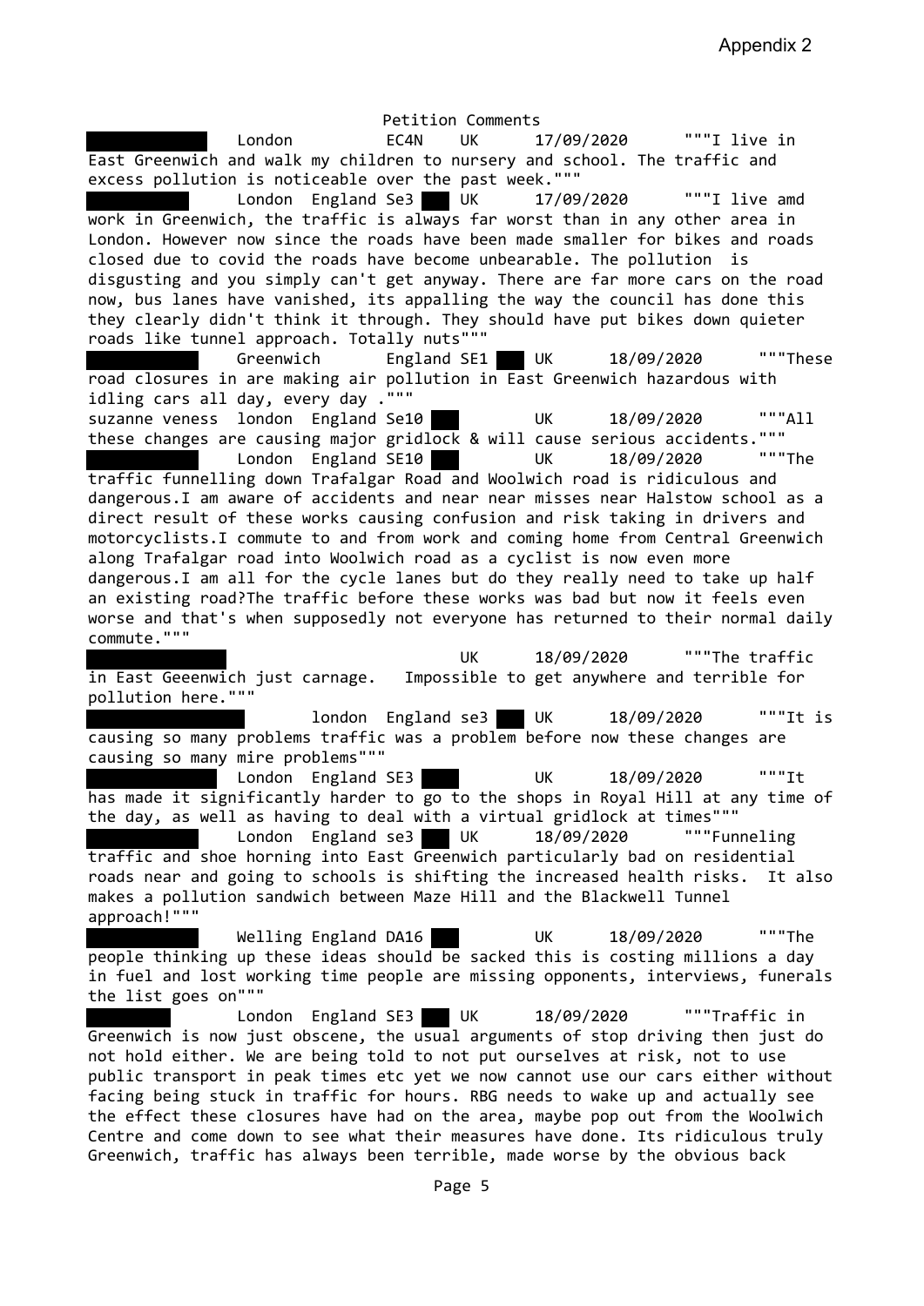Appendix 2

Petition Comments

London EC4N UK 17/09/2020 """I live in East Greenwich and walk my children to nursery and school. The traffic and excess pollution is noticeable over the past week."""

London England Se3 UK 17/09/2020 """I live amd work in Greenwich, the traffic is always far worst than in any other area in London. However now since the roads have been made smaller for bikes and roads closed due to covid the roads have become unbearable. The pollution is disgusting and you simply can't get anyway. There are far more cars on the road now, bus lanes have vanished, its appalling the way the council has done this they clearly didn't think it through. They should have put bikes down quieter roads like tunnel approach. Totally nuts"""

Greenwich England SE1 UK 18/09/2020 """These road closures in are making air pollution in East Greenwich hazardous with idling cars all day, every day ."""

suzanne veness london England Se10 UK 18/09/2020 """All these changes are causing major gridlock & will cause serious accidents."""

London England SE10 UK 18/09/2020 """The traffic funnelling down Trafalgar Road and Woolwich road is ridiculous and dangerous.I am aware of accidents and near near misses near Halstow school as a direct result of these works causing confusion and risk taking in drivers and motorcyclists.I commute to and from work and coming home from Central Greenwich along Trafalgar road into Woolwich road as a cyclist is now even more dangerous.I am all for the cycle lanes but do they really need to take up half an existing road?The traffic before these works was bad but now it feels even worse and that's when supposedly not everyone has returned to their normal daily commute."""

UK 18/09/2020 """The traffic in East Geeenwich just carnage. Impossible to get anywhere and terrible for pollution here."""

london England se3 UK 18/09/2020 """It is causing so many problems traffic was a problem before now these changes are causing so many mire problems"""

London England SE3 UK 18/09/2020 """It has made it significantly harder to go to the shops in Royal Hill at any time of the day, as well as having to deal with a virtual gridlock at times"""

London England se3 UK 18/09/2020 """Funneling traffic and shoe horning into East Greenwich particularly bad on residential roads near and going to schools is shifting the increased health risks. It also makes a pollution sandwich between Maze Hill and the Blackwell Tunnel approach!"""

Welling England DA16 UK 18/09/2020 """The people thinking up these ideas should be sacked this is costing millions a day in fuel and lost working time people are missing opponents, interviews, funerals the list goes on"""

London England SE3 UK 18/09/2020 """Traffic in Greenwich is now just obscene, the usual arguments of stop driving then just do not hold either. We are being told to not put ourselves at risk, not to use public transport in peak times etc yet we now cannot use our cars either without facing being stuck in traffic for hours. RBG needs to wake up and actually see the effect these closures have had on the area, maybe pop out from the Woolwich Centre and come down to see what their measures have done. Its ridiculous truly Greenwich, traffic has always been terrible, made worse by the obvious back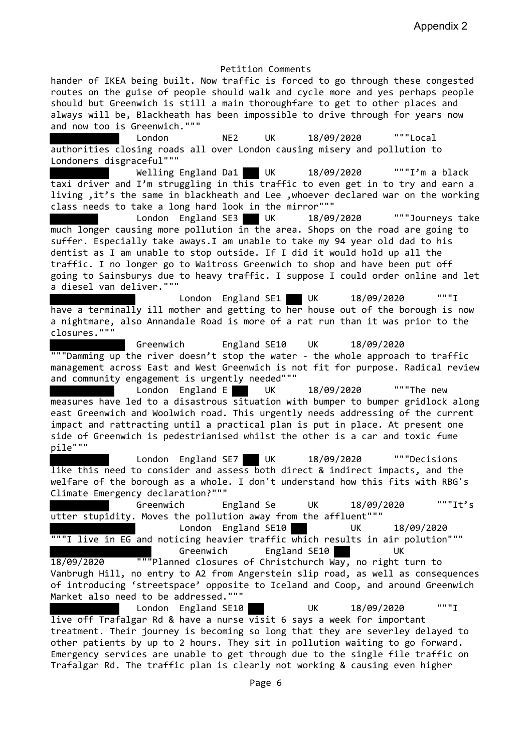Appendix 2

Petition Comments

hander of IKEA being built. Now traffic is forced to go through these congested routes on the guise of people should walk and cycle more and yes perhaps people should but Greenwich is still a main thoroughfare to get to other places and always will be, Blackheath has been impossible to drive through for years now and now too is Greenwich."""

London NE2 UK 18/09/2020 """Local authorities closing roads all over London causing misery and pollution to Londoners disgraceful"""

Welling England Da1 UK 18/09/2020 """I'm a black taxi driver and I'm struggling in this traffic to even get in to try and earn a living ,it's the same in blackheath and Lee ,whoever declared war on the working class needs to take a long hard look in the mirror"""

London England SE3 UK 18/09/2020 """Journeys take much longer causing more pollution in the area. Shops on the road are going to suffer. Especially take aways.I am unable to take my 94 year old dad to his dentist as I am unable to stop outside. If I did it would hold up all the traffic. I no longer go to Waitross Greenwich to shop and have been put off going to Sainsburys due to heavy traffic. I suppose I could order online and let a diesel van deliver."""

London England SE1 UK 18/09/2020 """I have a terminally ill mother and getting to her house out of the borough is now a nightmare, also Annandale Road is more of a rat run than it was prior to the closures."""

Greenwich England SE10 UK 18/09/2020 """Damming up the river doesn't stop the water - the whole approach to traffic management across East and West Greenwich is not fit for purpose. Radical review and community engagement is urgently needed"""

London England E UK 18/09/2020 """The new measures have led to a disastrous situation with bumper to bumper gridlock along east Greenwich and Woolwich road. This urgently needs addressing of the current impact and rattracting until a practical plan is put in place. At present one side of Greenwich is pedestrianised whilst the other is a car and toxic fume pile"""

London England SE7 UK 18/09/2020 """Decisions like this need to consider and assess both direct & indirect impacts, and the welfare of the borough as a whole. I don't understand how this fits with RBG's Climate Emergency declaration?"""

Greenwich England Se UK 18/09/2020 """It's utter stupidity. Moves the pollution away from the affluent"""

London England SE10 UK 18/09/2020 """I live in EG and noticing heavier traffic which results in air polution"""

Greenwich England SE10 UK 18/09/2020 """Planned closures of Christchurch Way, no right turn to Vanbrugh Hill, no entry to A2 from Angerstein slip road, as well as consequences of introducing 'streetspace' opposite to Iceland and Coop, and around Greenwich Market also need to be addressed."""

London England SE10 UK 18/09/2020 """I live off Trafalgar Rd & have a nurse visit 6 says a week for important treatment. Their journey is becoming so long that they are severley delayed to other patients by up to 2 hours. They sit in pollution waiting to go forward. Emergency services are unable to get through due to the single file traffic on Trafalgar Rd. The traffic plan is clearly not working & causing even higher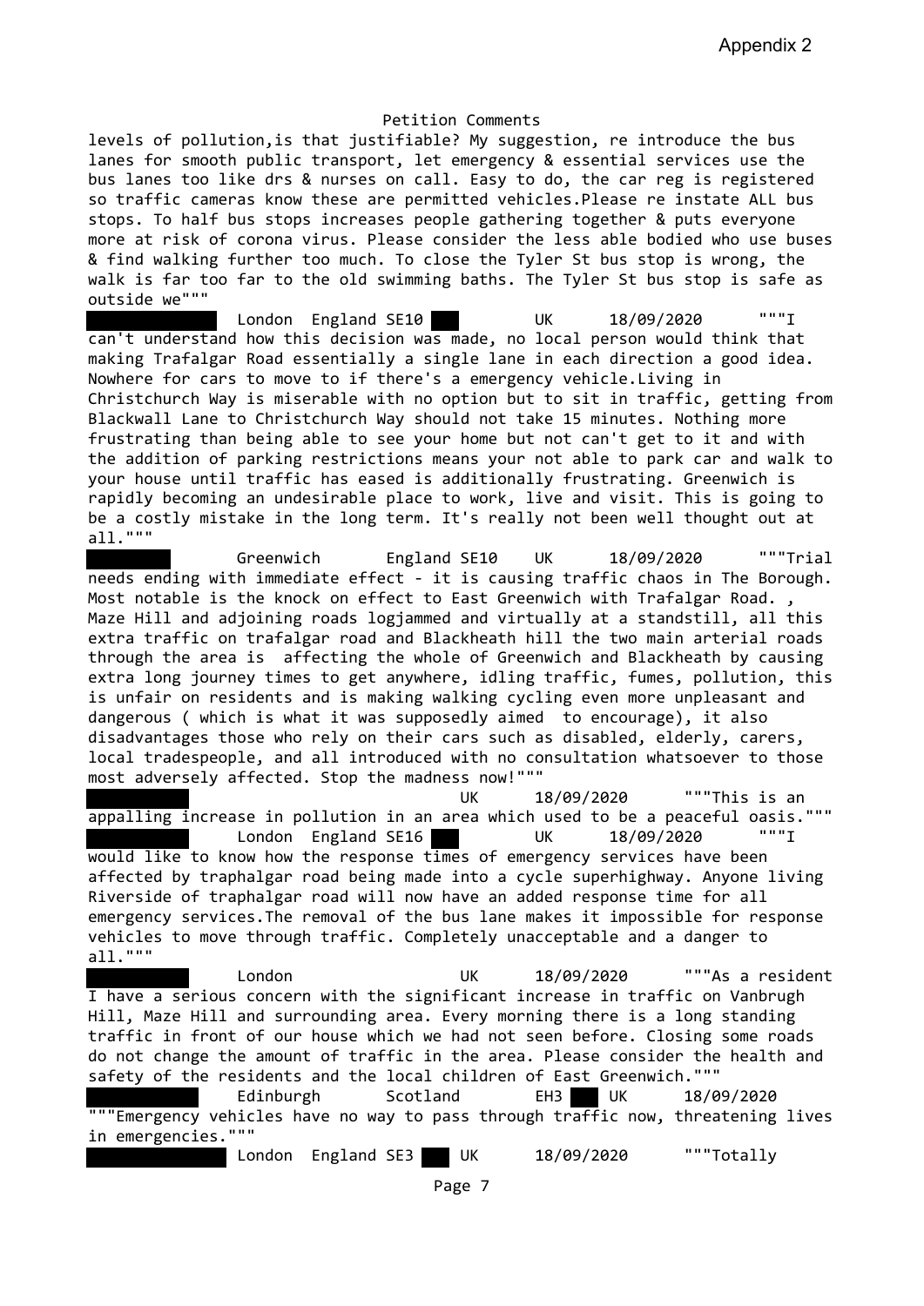Appendix 2

Petition Comments

levels of pollution,is that justifiable? My suggestion, re introduce the bus lanes for smooth public transport, let emergency & essential services use the bus lanes too like drs & nurses on call. Easy to do, the car reg is registered so traffic cameras know these are permitted vehicles.Please re instate ALL bus stops. To half bus stops increases people gathering together & puts everyone more at risk of corona virus. Please consider the less able bodied who use buses & find walking further too much. To close the Tyler St bus stop is wrong, the walk is far too far to the old swimming baths. The Tyler St bus stop is safe as outside we"""

London England SE10 UK 18/09/2020 """I can't understand how this decision was made, no local person would think that making Trafalgar Road essentially a single lane in each direction a good idea. Nowhere for cars to move to if there's a emergency vehicle.Living in Christchurch Way is miserable with no option but to sit in traffic, getting from Blackwall Lane to Christchurch Way should not take 15 minutes. Nothing more frustrating than being able to see your home but not can't get to it and with the addition of parking restrictions means your not able to park car and walk to your house until traffic has eased is additionally frustrating. Greenwich is rapidly becoming an undesirable place to work, live and visit. This is going to be a costly mistake in the long term. It's really not been well thought out at all."""

Greenwich England SE10 UK 18/09/2020 """Trial needs ending with immediate effect - it is causing traffic chaos in The Borough. Most notable is the knock on effect to East Greenwich with Trafalgar Road. , Maze Hill and adjoining roads logjammed and virtually at a standstill, all this extra traffic on trafalgar road and Blackheath hill the two main arterial roads through the area is affecting the whole of Greenwich and Blackheath by causing extra long journey times to get anywhere, idling traffic, fumes, pollution, this is unfair on residents and is making walking cycling even more unpleasant and dangerous ( which is what it was supposedly aimed to encourage), it also disadvantages those who rely on their cars such as disabled, elderly, carers, local tradespeople, and all introduced with no consultation whatsoever to those most adversely affected. Stop the madness now!"""

UK 18/09/2020 """This is an appalling increase in pollution in an area which used to be a peaceful oasis."""

London England SE16 UK 18/09/2020 """I would like to know how the response times of emergency services have been affected by traphalgar road being made into a cycle superhighway. Anyone living Riverside of traphalgar road will now have an added response time for all emergency services.The removal of the bus lane makes it impossible for response vehicles to move through traffic. Completely unacceptable and a danger to all."""

London UK 18/09/2020 """As a resident I have a serious concern with the significant increase in traffic on Vanbrugh Hill, Maze Hill and surrounding area. Every morning there is a long standing traffic in front of our house which we had not seen before. Closing some roads do not change the amount of traffic in the area. Please consider the health and safety of the residents and the local children of East Greenwich."""

Edinburgh Scotland EH3 UK 18/09/2020 """Emergency vehicles have no way to pass through traffic now, threatening lives in emergencies."""

London England SE3 UK 18/09/2020 """Totally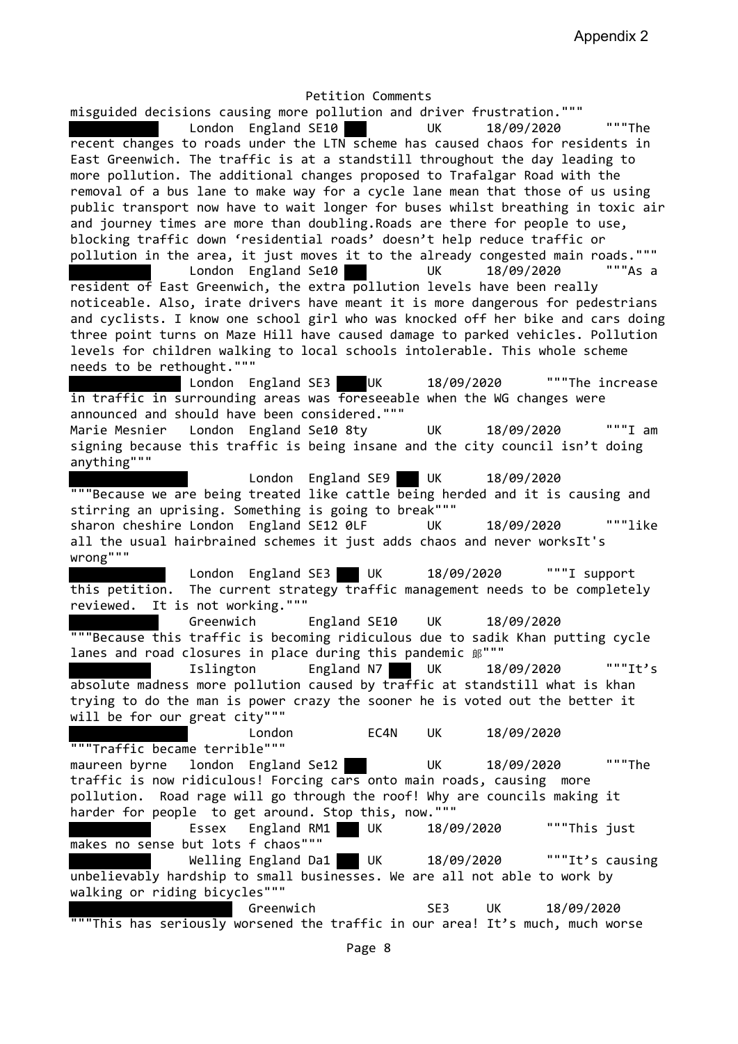# Petition Comments

misguided decisions causing more pollution and driver frustration."""

██████ London England SE10 ██ UK 18/09/2020 """The recent changes to roads under the LTN scheme has caused chaos for residents in East Greenwich. The traffic is at a standstill throughout the day leading to more pollution. The additional changes proposed to Trafalgar Road with the removal of a bus lane to make way for a cycle lane mean that those of us using public transport now have to wait longer for buses whilst breathing in toxic air and journey times are more than doubling.Roads are there for people to use, blocking traffic down 'residential roads' doesn't help reduce traffic or pollution in the area, it just moves it to the already congested main roads."""

██████ London England Se10 ██ UK 18/09/2020 """As a resident of East Greenwich, the extra pollution levels have been really noticeable. Also, irate drivers have meant it is more dangerous for pedestrians and cyclists. I know one school girl who was knocked off her bike and cars doing three point turns on Maze Hill have caused damage to parked vehicles. Pollution levels for children walking to local schools intolerable. This whole scheme needs to be rethought."""

██████ London England SE3 ██ UK 18/09/2020 """The increase in traffic in surrounding areas was foreseeable when the WG changes were announced and should have been considered."""

Marie Mesnier London England Se10 8ty UK 18/09/2020 """I am signing because this traffic is being insane and the city council isn't doing anything"""

██████ London England SE9 ██ UK 18/09/2020 """Because we are being treated like cattle being herded and it is causing and stirring an uprising. Something is going to break"""

sharon cheshire London England SE12 0LF UK 18/09/2020 """like all the usual hairbrained schemes it just adds chaos and never worksIt's wrong"""

██████ London England SE3 ██ UK 18/09/2020 """I support this petition. The current strategy traffic management needs to be completely reviewed. It is not working."""

██████ Greenwich England SE10 UK 18/09/2020 """Because this traffic is becoming ridiculous due to sadik Khan putting cycle lanes and road closures in place during this pandemic 郎"""

██████ Islington England N7 ██ UK 18/09/2020 """It's absolute madness more pollution caused by traffic at standstill what is khan trying to do the man is power crazy the sooner he is voted out the better it will be for our great city"""

██████ London EC4N UK 18/09/2020 """Traffic became terrible"""

maureen byrne london England Se12 ██ UK 18/09/2020 """The traffic is now ridiculous! Forcing cars onto main roads, causing more pollution. Road rage will go through the roof! Why are councils making it harder for people to get around. Stop this, now."""

██████ Essex England RM1 ██ UK 18/09/2020 """This just makes no sense but lots f chaos"""

██████ Welling England Da1 ██ UK 18/09/2020 """It's causing unbelievably hardship to small businesses. We are all not able to work by walking or riding bicycles"""

██████ Greenwich SE3 UK 18/09/2020 """This has seriously worsened the traffic in our area! It's much, much worse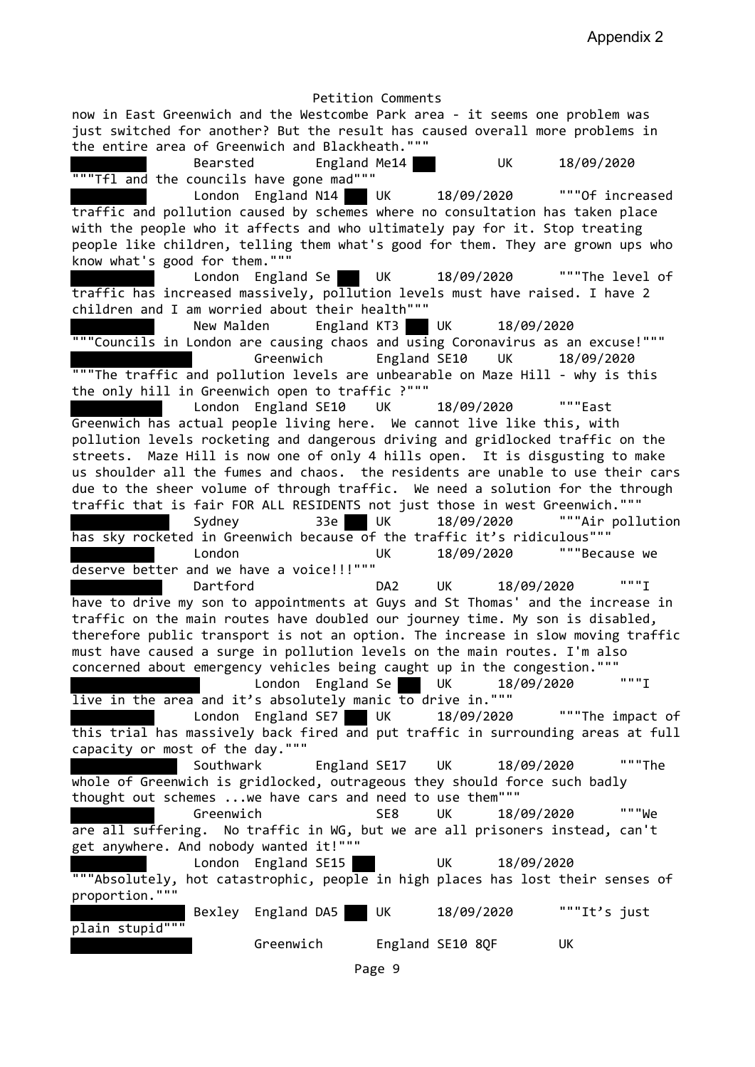Appendix 2

Petition Comments

now in East Greenwich and the Westcombe Park area - it seems one problem was just switched for another? But the result has caused overall more problems in the entire area of Greenwich and Blackheath."""

Bearsted England Me14 UK 18/09/2020 """Tfl and the councils have gone mad"""

London England N14 UK 18/09/2020 """Of increased traffic and pollution caused by schemes where no consultation has taken place with the people who it affects and who ultimately pay for it. Stop treating people like children, telling them what's good for them. They are grown ups who know what's good for them."""

London England Se UK 18/09/2020 """The level of traffic has increased massively, pollution levels must have raised. I have 2 children and I am worried about their health"""

New Malden England KT3 UK 18/09/2020 """Councils in London are causing chaos and using Coronavirus as an excuse!"""

Greenwich England SE10 UK 18/09/2020 """The traffic and pollution levels are unbearable on Maze Hill - why is this the only hill in Greenwich open to traffic ?"""

London England SE10 UK 18/09/2020 """East Greenwich has actual people living here. We cannot live like this, with pollution levels rocketing and dangerous driving and gridlocked traffic on the streets. Maze Hill is now one of only 4 hills open. It is disgusting to make us shoulder all the fumes and chaos. the residents are unable to use their cars due to the sheer volume of through traffic. We need a solution for the through traffic that is fair FOR ALL RESIDENTS not just those in west Greenwich."""

Sydney 33e UK 18/09/2020 """Air pollution has sky rocketed in Greenwich because of the traffic it's ridiculous"""

London UK 18/09/2020 """Because we deserve better and we have a voice!!!"""

Dartford DA2 UK 18/09/2020 """I have to drive my son to appointments at Guys and St Thomas' and the increase in traffic on the main routes have doubled our journey time. My son is disabled, therefore public transport is not an option. The increase in slow moving traffic must have caused a surge in pollution levels on the main routes. I'm also concerned about emergency vehicles being caught up in the congestion."""

London England Se UK 18/09/2020 """I live in the area and it's absolutely manic to drive in."""

London England SE7 UK 18/09/2020 """The impact of this trial has massively back fired and put traffic in surrounding areas at full capacity or most of the day."""

Southwark England SE17 UK 18/09/2020 """The whole of Greenwich is gridlocked, outrageous they should force such badly thought out schemes ...we have cars and need to use them"""

Greenwich SE8 UK 18/09/2020 """We are all suffering. No traffic in WG, but we are all prisoners instead, can't get anywhere. And nobody wanted it!"""

London England SE15 UK 18/09/2020 """Absolutely, hot catastrophic, people in high places has lost their senses of proportion."""

Bexley England DA5 UK 18/09/2020 """It's just plain stupid"""

Greenwich England SE10 8QF UK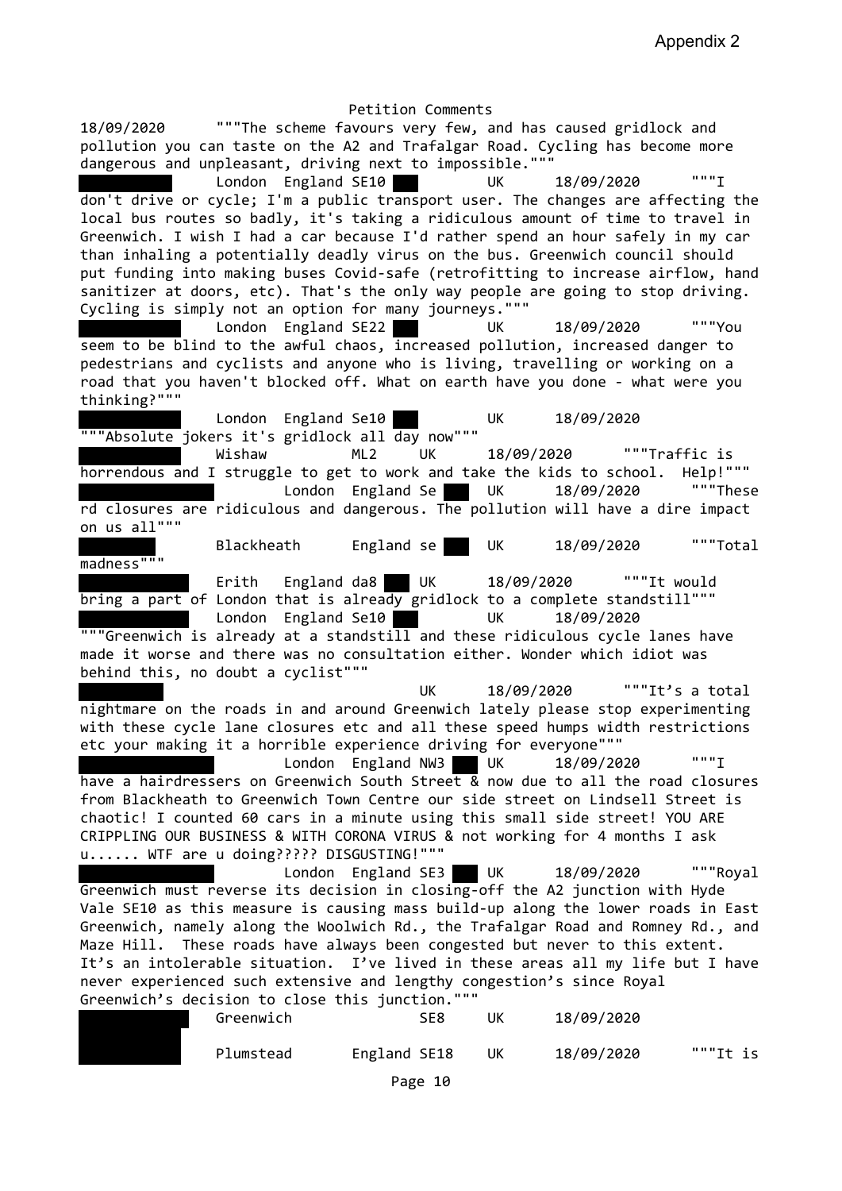Appendix 2

Petition Comments

18/09/2020 """The scheme favours very few, and has caused gridlock and pollution you can taste on the A2 and Trafalgar Road. Cycling has become more dangerous and unpleasant, driving next to impossible."""

London England SE10 UK 18/09/2020 """I don't drive or cycle; I'm a public transport user. The changes are affecting the local bus routes so badly, it's taking a ridiculous amount of time to travel in Greenwich. I wish I had a car because I'd rather spend an hour safely in my car than inhaling a potentially deadly virus on the bus. Greenwich council should put funding into making buses Covid-safe (retrofitting to increase airflow, hand sanitizer at doors, etc). That's the only way people are going to stop driving. Cycling is simply not an option for many journeys."""

London England SE22 UK 18/09/2020 """You seem to be blind to the awful chaos, increased pollution, increased danger to pedestrians and cyclists and anyone who is living, travelling or working on a road that you haven't blocked off. What on earth have you done - what were you thinking?"""

London England Se10 UK 18/09/2020 """Absolute jokers it's gridlock all day now"""

Wishaw ML2 UK 18/09/2020 """Traffic is horrendous and I struggle to get to work and take the kids to school. Help!"""

London England Se UK 18/09/2020 """These rd closures are ridiculous and dangerous. The pollution will have a dire impact on us all"""

Blackheath England se UK 18/09/2020 """Total madness"""

Erith England da8 UK 18/09/2020 """It would bring a part of London that is already gridlock to a complete standstill"""

London England Se10 UK 18/09/2020 """Greenwich is already at a standstill and these ridiculous cycle lanes have made it worse and there was no consultation either. Wonder which idiot was behind this, no doubt a cyclist"""

UK 18/09/2020 """It's a total nightmare on the roads in and around Greenwich lately please stop experimenting with these cycle lane closures etc and all these speed humps width restrictions etc your making it a horrible experience driving for everyone"""

London England NW3 UK 18/09/2020 """I have a hairdressers on Greenwich South Street & now due to all the road closures from Blackheath to Greenwich Town Centre our side street on Lindsell Street is chaotic! I counted 60 cars in a minute using this small side street! YOU ARE CRIPPLING OUR BUSINESS & WITH CORONA VIRUS & not working for 4 months I ask u...... WTF are u doing????? DISGUSTING!"""

London England SE3 UK 18/09/2020 """Royal Greenwich must reverse its decision in closing-off the A2 junction with Hyde Vale SE10 as this measure is causing mass build-up along the lower roads in East Greenwich, namely along the Woolwich Rd., the Trafalgar Road and Romney Rd., and Maze Hill. These roads have always been congested but never to this extent. It's an intolerable situation. I've lived in these areas all my life but I have never experienced such extensive and lengthy congestion's since Royal Greenwich's decision to close this junction."""

Greenwich SE8 UK 18/09/2020

Plumstead England SE18 UK 18/09/2020 """It is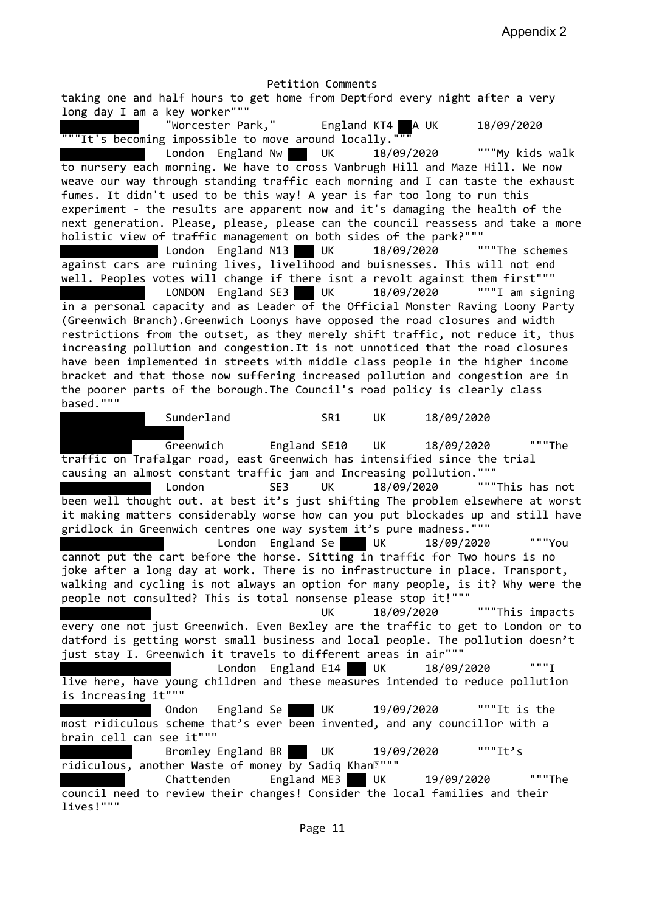Appendix 2

Petition Comments

taking one and half hours to get home from Deptford every night after a very long day I am a key worker"""

"Worcester Park," England KT4 A UK 18/09/2020 """It's becoming impossible to move around locally."""

London England Nw UK 18/09/2020 """My kids walk to nursery each morning. We have to cross Vanbrugh Hill and Maze Hill. We now weave our way through standing traffic each morning and I can taste the exhaust fumes. It didn't used to be this way! A year is far too long to run this experiment - the results are apparent now and it's damaging the health of the next generation. Please, please, please can the council reassess and take a more holistic view of traffic management on both sides of the park?"""

London England N13 UK 18/09/2020 """The schemes against cars are ruining lives, livelihood and buisnesses. This will not end well. Peoples votes will change if there isnt a revolt against them first"""

LONDON England SE3 UK 18/09/2020 """I am signing in a personal capacity and as Leader of the Official Monster Raving Loony Party (Greenwich Branch).Greenwich Loonys have opposed the road closures and width restrictions from the outset, as they merely shift traffic, not reduce it, thus increasing pollution and congestion.It is not unnoticed that the road closures have been implemented in streets with middle class people in the higher income bracket and that those now suffering increased pollution and congestion are in the poorer parts of the borough.The Council's road policy is clearly class based."""

Sunderland SR1 UK 18/09/2020

Greenwich England SE10 UK 18/09/2020 """The traffic on Trafalgar road, east Greenwich has intensified since the trial causing an almost constant traffic jam and Increasing pollution."""

London SE3 UK 18/09/2020 """This has not been well thought out. at best it's just shifting The problem elsewhere at worst it making matters considerably worse how can you put blockades up and still have gridlock in Greenwich centres one way system it's pure madness."""

London England Se UK 18/09/2020 """You cannot put the cart before the horse. Sitting in traffic for Two hours is no joke after a long day at work. There is no infrastructure in place. Transport, walking and cycling is not always an option for many people, is it? Why were the people not consulted? This is total nonsense please stop it!"""

UK 18/09/2020 """This impacts every one not just Greenwich. Even Bexley are the traffic to get to London or to datford is getting worst small business and local people. The pollution doesn't just stay I. Greenwich it travels to different areas in air"""

London England E14 UK 18/09/2020 """I live here, have young children and these measures intended to reduce pollution is increasing it"""

Ondon England Se UK 19/09/2020 """It is the most ridiculous scheme that's ever been invented, and any councillor with a brain cell can see it"""

Bromley England BR UK 19/09/2020 """It's ridiculous, another Waste of money by Sadiq Khan"""

Chattenden England ME3 UK 19/09/2020 """The council need to review their changes! Consider the local families and their lives!"""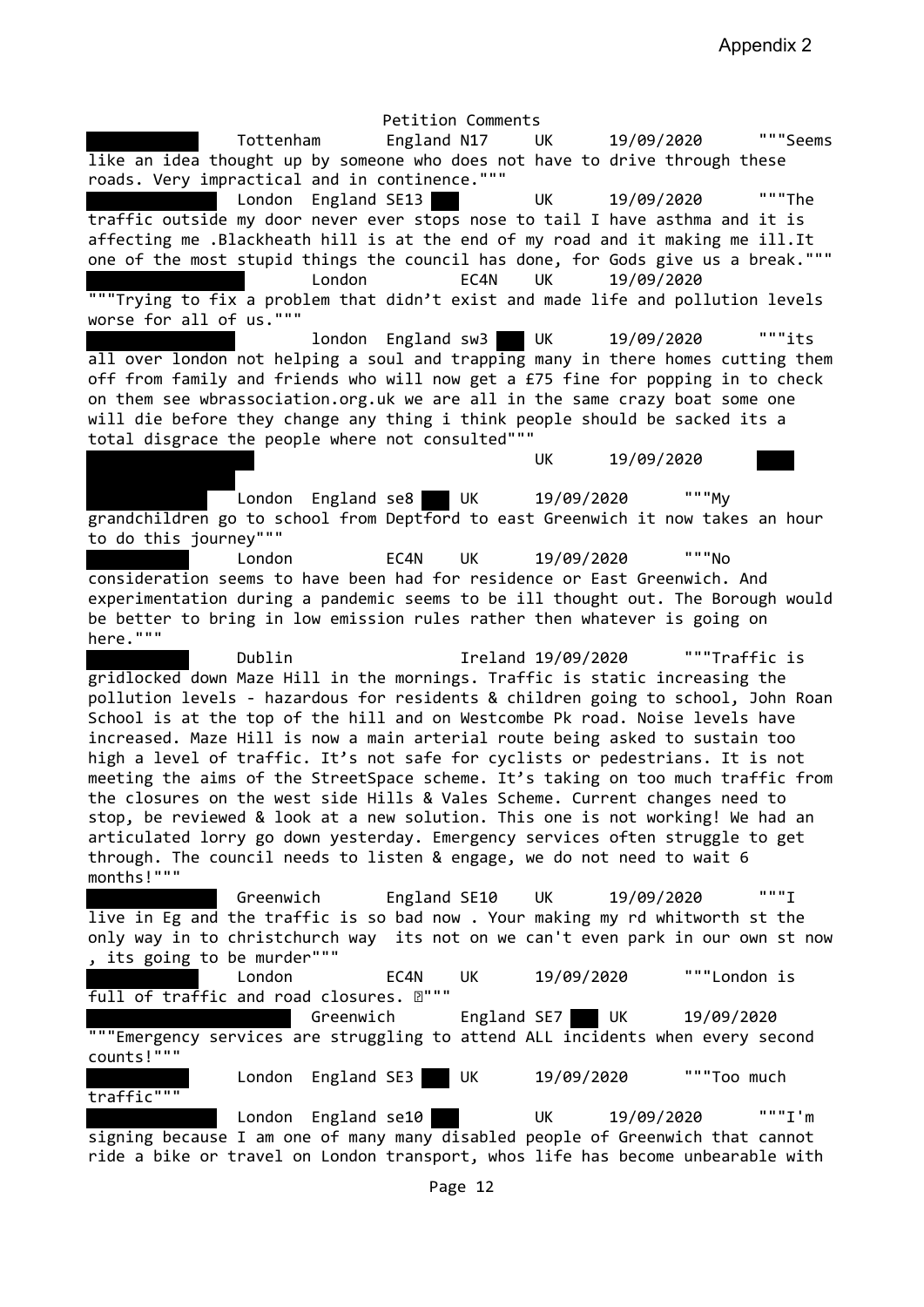Appendix 2

Petition Comments

█████ Tottenham England N17 UK 19/09/2020 """Seems like an idea thought up by someone who does not have to drive through these roads. Very impractical and in continence."""

█████ London England SE13 ██ UK 19/09/2020 """The traffic outside my door never ever stops nose to tail I have asthma and it is affecting me .Blackheath hill is at the end of my road and it making me ill.It one of the most stupid things the council has done, for Gods give us a break."""

█████ London EC4N UK 19/09/2020 """Trying to fix a problem that didn't exist and made life and pollution levels worse for all of us."""

█████ london England sw3 ██ UK 19/09/2020 """its all over london not helping a soul and trapping many in there homes cutting them off from family and friends who will now get a £75 fine for popping in to check on them see wbrassociation.org.uk we are all in the same crazy boat some one will die before they change any thing i think people should be sacked its a total disgrace the people where not consulted"""

█████ UK 19/09/2020 ██

█████ London England se8 ██ UK 19/09/2020 """My grandchildren go to school from Deptford to east Greenwich it now takes an hour to do this journey"""

█████ London EC4N UK 19/09/2020 """No consideration seems to have been had for residence or East Greenwich. And experimentation during a pandemic seems to be ill thought out. The Borough would be better to bring in low emission rules rather then whatever is going on here."""

█████ Dublin Ireland 19/09/2020 """Traffic is gridlocked down Maze Hill in the mornings. Traffic is static increasing the pollution levels - hazardous for residents & children going to school, John Roan School is at the top of the hill and on Westcombe Pk road. Noise levels have increased. Maze Hill is now a main arterial route being asked to sustain too high a level of traffic. It's not safe for cyclists or pedestrians. It is not meeting the aims of the StreetSpace scheme. It's taking on too much traffic from the closures on the west side Hills & Vales Scheme. Current changes need to stop, be reviewed & look at a new solution. This one is not working! We had an articulated lorry go down yesterday. Emergency services often struggle to get through. The council needs to listen & engage, we do not need to wait 6 months!"""

█████ Greenwich England SE10 UK 19/09/2020 """I live in Eg and the traffic is so bad now . Your making my rd whitworth st the only way in to christchurch way its not on we can't even park in our own st now , its going to be murder"""

█████ London EC4N UK 19/09/2020 """London is full of traffic and road closures. ?"""

█████ Greenwich England SE7 ██ UK 19/09/2020 """Emergency services are struggling to attend ALL incidents when every second counts!"""

█████ London England SE3 ██ UK 19/09/2020 """Too much traffic"""

█████ London England se10 ██ UK 19/09/2020 """I'm signing because I am one of many many disabled people of Greenwich that cannot ride a bike or travel on London transport, whos life has become unbearable with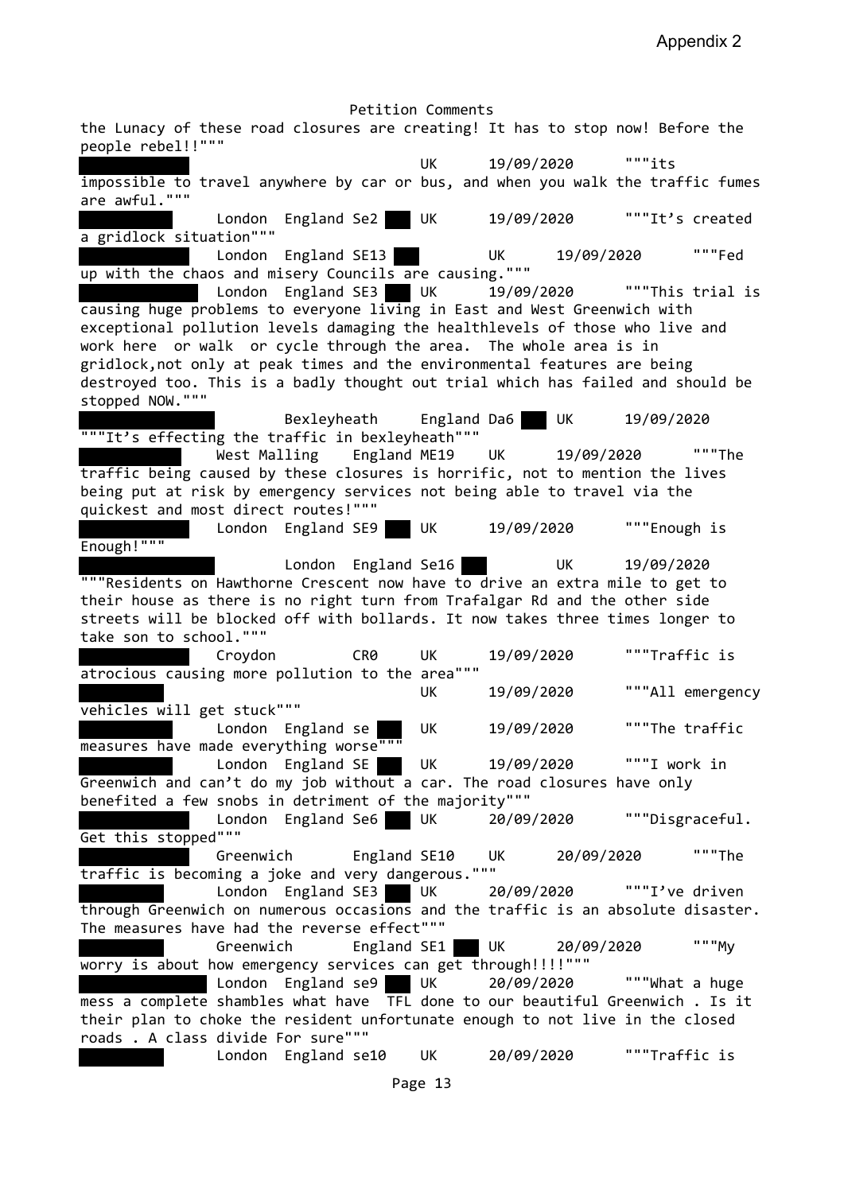Appendix 2

Petition Comments

the Lunacy of these road closures are creating! It has to stop now! Before the people rebel!!"""

UK 19/09/2020 """its impossible to travel anywhere by car or bus, and when you walk the traffic fumes are awful."""

London England Se2 UK 19/09/2020 """It's created a gridlock situation"""

London England SE13 UK 19/09/2020 """Fed up with the chaos and misery Councils are causing."""

London England SE3 UK 19/09/2020 """This trial is causing huge problems to everyone living in East and West Greenwich with exceptional pollution levels damaging the healthlevels of those who live and work here or walk or cycle through the area. The whole area is in gridlock,not only at peak times and the environmental features are being destroyed too. This is a badly thought out trial which has failed and should be stopped NOW."""

Bexleyheath England Da6 UK 19/09/2020 """It's effecting the traffic in bexleyheath"""

West Malling England ME19 UK 19/09/2020 """The traffic being caused by these closures is horrific, not to mention the lives being put at risk by emergency services not being able to travel via the quickest and most direct routes!"""

London England SE9 UK 19/09/2020 """Enough is Enough!"""

London England Se16 UK 19/09/2020 """Residents on Hawthorne Crescent now have to drive an extra mile to get to their house as there is no right turn from Trafalgar Rd and the other side streets will be blocked off with bollards. It now takes three times longer to take son to school."""

Croydon CR0 UK 19/09/2020 """Traffic is atrocious causing more pollution to the area"""

UK 19/09/2020 """All emergency vehicles will get stuck"""

London England se UK 19/09/2020 """The traffic measures have made everything worse"""

London England SE UK 19/09/2020 """I work in Greenwich and can't do my job without a car. The road closures have only benefited a few snobs in detriment of the majority"""

London England Se6 UK 20/09/2020 """Disgraceful. Get this stopped"""

Greenwich England SE10 UK 20/09/2020 """The traffic is becoming a joke and very dangerous."""

London England SE3 UK 20/09/2020 """I've driven through Greenwich on numerous occasions and the traffic is an absolute disaster. The measures have had the reverse effect"""

Greenwich England SE1 UK 20/09/2020 """My worry is about how emergency services can get through!!!!"""

London England se9 UK 20/09/2020 """What a huge mess a complete shambles what have TFL done to our beautiful Greenwich . Is it their plan to choke the resident unfortunate enough to not live in the closed roads . A class divide For sure"""

London England se10 UK 20/09/2020 """Traffic is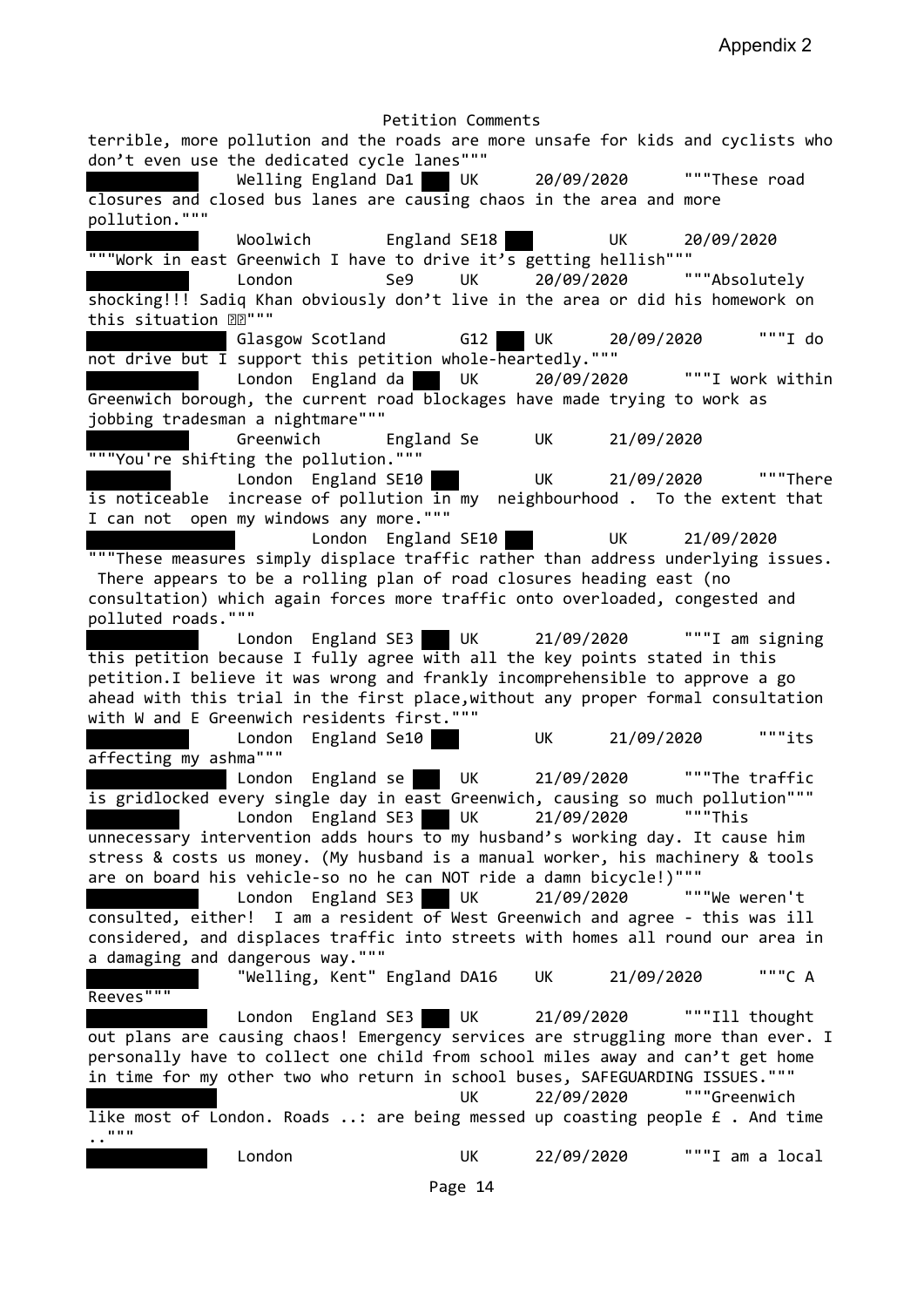Petition Comments

terrible, more pollution and the roads are more unsafe for kids and cyclists who don't even use the dedicated cycle lanes"""

Welling England Da1 UK 20/09/2020 """These road closures and closed bus lanes are causing chaos in the area and more pollution."""

Woolwich England SE18 UK 20/09/2020 """Work in east Greenwich I have to drive it's getting hellish"""

London Se9 UK 20/09/2020 """Absolutely shocking!!! Sadiq Khan obviously don't live in the area or did his homework on this situation ??"""

Glasgow Scotland G12 UK 20/09/2020 """I do not drive but I support this petition whole-heartedly."""

London England da UK 20/09/2020 """I work within Greenwich borough, the current road blockages have made trying to work as jobbing tradesman a nightmare"""

Greenwich England Se UK 21/09/2020 """You're shifting the pollution."""

London England SE10 UK 21/09/2020 """There is noticeable increase of pollution in my neighbourhood . To the extent that I can not open my windows any more."""

London England SE10 UK 21/09/2020 """These measures simply displace traffic rather than address underlying issues. There appears to be a rolling plan of road closures heading east (no consultation) which again forces more traffic onto overloaded, congested and polluted roads."""

London England SE3 UK 21/09/2020 """I am signing this petition because I fully agree with all the key points stated in this petition.I believe it was wrong and frankly incomprehensible to approve a go ahead with this trial in the first place,without any proper formal consultation with W and E Greenwich residents first."""

London England Se10 UK 21/09/2020 """its affecting my ashma"""

London England se UK 21/09/2020 """The traffic is gridlocked every single day in east Greenwich, causing so much pollution"""

London England SE3 UK 21/09/2020 """This unnecessary intervention adds hours to my husband's working day. It cause him stress & costs us money. (My husband is a manual worker, his machinery & tools are on board his vehicle-so no he can NOT ride a damn bicycle!)"""

London England SE3 UK 21/09/2020 """We weren't consulted, either! I am a resident of West Greenwich and agree - this was ill considered, and displaces traffic into streets with homes all round our area in a damaging and dangerous way."""

"Welling, Kent" England DA16 UK 21/09/2020 """C A Reeves"""

London England SE3 UK 21/09/2020 """Ill thought out plans are causing chaos! Emergency services are struggling more than ever. I personally have to collect one child from school miles away and can't get home in time for my other two who return in school buses, SAFEGUARDING ISSUES."""

UK 22/09/2020 """Greenwich like most of London. Roads ..: are being messed up coasting people £ . And time .."""

London UK 22/09/2020 """I am a local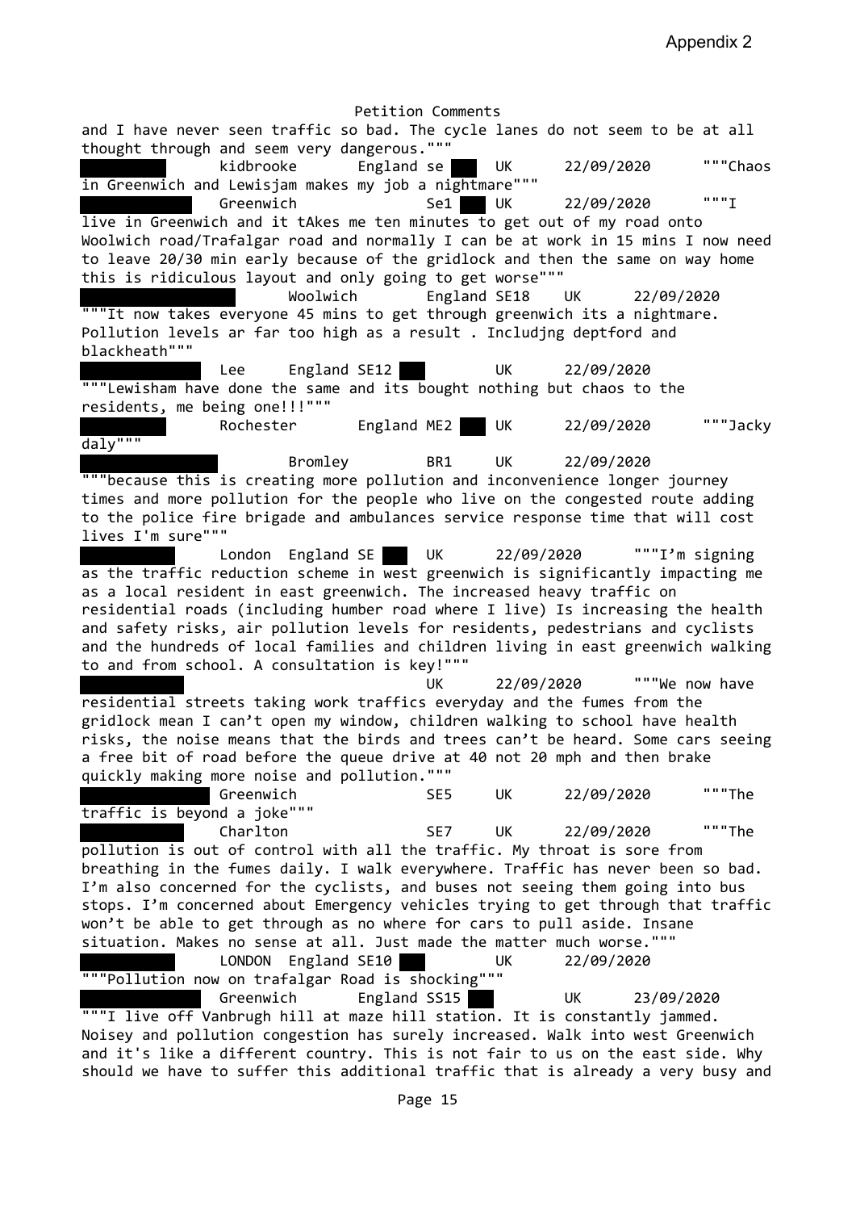Petition Comments

and I have never seen traffic so bad. The cycle lanes do not seem to be at all thought through and seem very dangerous."""

kidbrooke England se UK 22/09/2020 """Chaos in Greenwich and Lewisjam makes my job a nightmare"""

Greenwich Se1 UK 22/09/2020 """I live in Greenwich and it tAkes me ten minutes to get out of my road onto Woolwich road/Trafalgar road and normally I can be at work in 15 mins I now need to leave 20/30 min early because of the gridlock and then the same on way home this is ridiculous layout and only going to get worse"""

Woolwich England SE18 UK 22/09/2020 """It now takes everyone 45 mins to get through greenwich its a nightmare. Pollution levels ar far too high as a result . Includjng deptford and blackheath"""

Lee England SE12 UK 22/09/2020 """Lewisham have done the same and its bought nothing but chaos to the residents, me being one!!!"""

Rochester England ME2 UK 22/09/2020 """Jacky daly"""

Bromley BR1 UK 22/09/2020 """because this is creating more pollution and inconvenience longer journey times and more pollution for the people who live on the congested route adding to the police fire brigade and ambulances service response time that will cost lives I'm sure"""

London England SE UK 22/09/2020 """I'm signing as the traffic reduction scheme in west greenwich is significantly impacting me as a local resident in east greenwich. The increased heavy traffic on residential roads (including humber road where I live) Is increasing the health and safety risks, air pollution levels for residents, pedestrians and cyclists and the hundreds of local families and children living in east greenwich walking to and from school. A consultation is key!"""

UK 22/09/2020 """We now have residential streets taking work traffics everyday and the fumes from the gridlock mean I can't open my window, children walking to school have health risks, the noise means that the birds and trees can't be heard. Some cars seeing a free bit of road before the queue drive at 40 not 20 mph and then brake quickly making more noise and pollution."""

Greenwich SE5 UK 22/09/2020 """The traffic is beyond a joke"""

Charlton SE7 UK 22/09/2020 """The pollution is out of control with all the traffic. My throat is sore from breathing in the fumes daily. I walk everywhere. Traffic has never been so bad. I'm also concerned for the cyclists, and buses not seeing them going into bus stops. I'm concerned about Emergency vehicles trying to get through that traffic won't be able to get through as no where for cars to pull aside. Insane situation. Makes no sense at all. Just made the matter much worse."""

LONDON England SE10 UK 22/09/2020 """Pollution now on trafalgar Road is shocking"""

Greenwich England SS15 UK 23/09/2020 """I live off Vanbrugh hill at maze hill station. It is constantly jammed. Noisey and pollution congestion has surely increased. Walk into west Greenwich and it's like a different country. This is not fair to us on the east side. Why should we have to suffer this additional traffic that is already a very busy and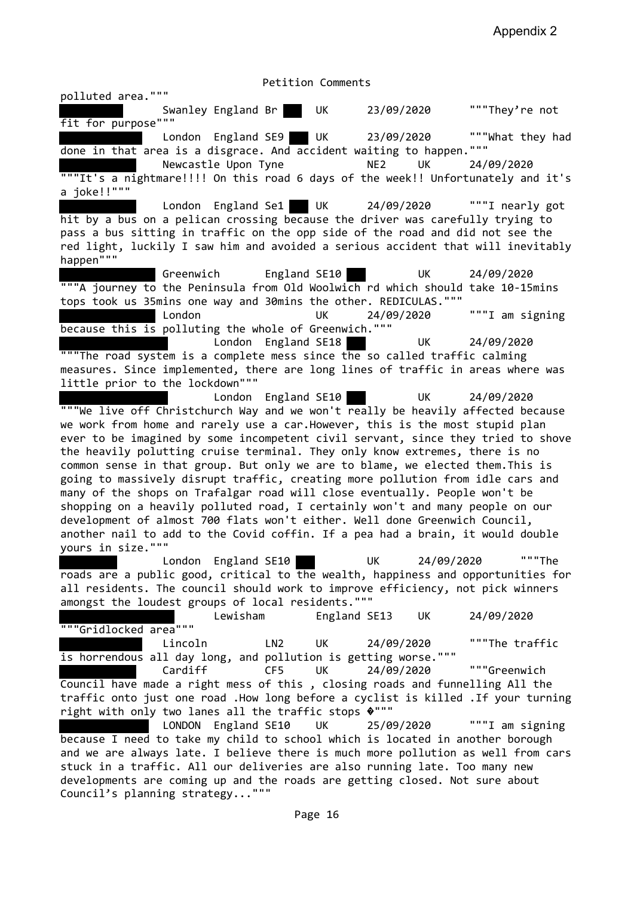Appendix 2

Petition Comments

polluted area."""

Swanley England Br UK 23/09/2020 """They're not fit for purpose"""

London England SE9 UK 23/09/2020 """What they had done in that area is a disgrace. And accident waiting to happen."""

Newcastle Upon Tyne NE2 UK 24/09/2020 """It's a nightmare!!!! On this road 6 days of the week!! Unfortunately and it's a joke!!"""

London England Se1 UK 24/09/2020 """I nearly got hit by a bus on a pelican crossing because the driver was carefully trying to pass a bus sitting in traffic on the opp side of the road and did not see the red light, luckily I saw him and avoided a serious accident that will inevitably happen"""

Greenwich England SE10 UK 24/09/2020 """A journey to the Peninsula from Old Woolwich rd which should take 10-15mins tops took us 35mins one way and 30mins the other. REDICULAS."""

London UK 24/09/2020 """I am signing because this is polluting the whole of Greenwich."""

London England SE18 UK 24/09/2020 """The road system is a complete mess since the so called traffic calming measures. Since implemented, there are long lines of traffic in areas where was little prior to the lockdown"""

London England SE10 UK 24/09/2020 """We live off Christchurch Way and we won't really be heavily affected because we work from home and rarely use a car.However, this is the most stupid plan ever to be imagined by some incompetent civil servant, since they tried to shove the heavily polutting cruise terminal. They only know extremes, there is no common sense in that group. But only we are to blame, we elected them.This is going to massively disrupt traffic, creating more pollution from idle cars and many of the shops on Trafalgar road will close eventually. People won't be shopping on a heavily polluted road, I certainly won't and many people on our development of almost 700 flats won't either. Well done Greenwich Council, another nail to add to the Covid coffin. If a pea had a brain, it would double yours in size."""

London England SE10 UK 24/09/2020 """The roads are a public good, critical to the wealth, happiness and opportunities for all residents. The council should work to improve efficiency, not pick winners amongst the loudest groups of local residents."""

Lewisham England SE13 UK 24/09/2020 """Gridlocked area"""

Lincoln LN2 UK 24/09/2020 """The traffic is horrendous all day long, and pollution is getting worse."""

Cardiff CF5 UK 24/09/2020 """Greenwich Council have made a right mess of this , closing roads and funnelling All the traffic onto just one road .How long before a cyclist is killed .If your turning right with only two lanes all the traffic stops �"""

LONDON England SE10 UK 25/09/2020 """I am signing because I need to take my child to school which is located in another borough and we are always late. I believe there is much more pollution as well from cars stuck in a traffic. All our deliveries are also running late. Too many new developments are coming up and the roads are getting closed. Not sure about Council's planning strategy..."""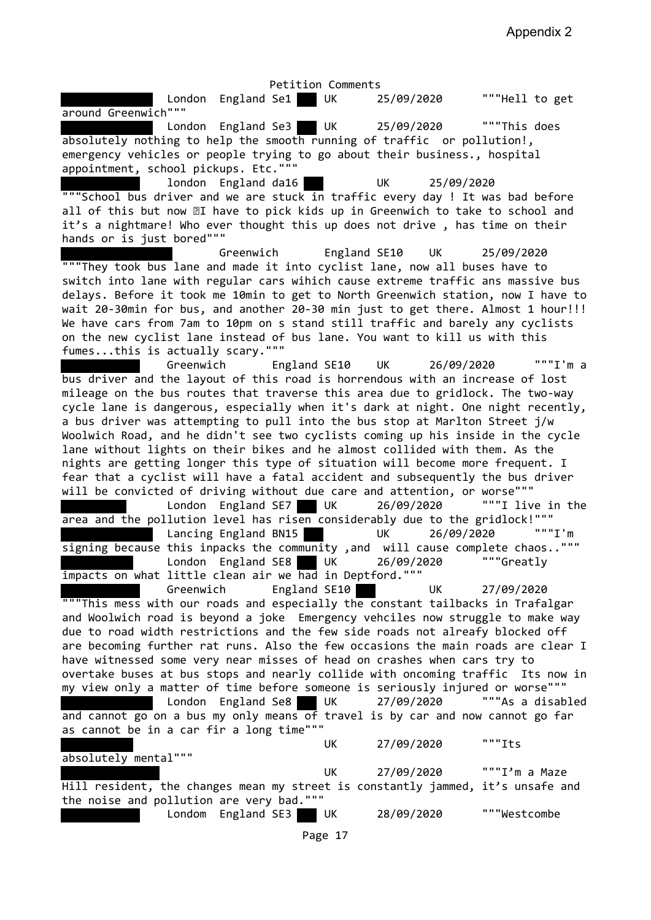Appendix 2

Petition Comments

London England Se1 UK 25/09/2020 """Hell to get around Greenwich"""

London England Se3 UK 25/09/2020 """This does absolutely nothing to help the smooth running of traffic or pollution!, emergency vehicles or people trying to go about their business., hospital appointment, school pickups. Etc."""

london England da16 UK 25/09/2020 """School bus driver and we are stuck in traffic every day ! It was bad before all of this but now I have to pick kids up in Greenwich to take to school and it's a nightmare! Who ever thought this up does not drive , has time on their hands or is just bored"""

Greenwich England SE10 UK 25/09/2020 """They took bus lane and made it into cyclist lane, now all buses have to switch into lane with regular cars wihich cause extreme traffic ans massive bus delays. Before it took me 10min to get to North Greenwich station, now I have to wait 20-30min for bus, and another 20-30 min just to get there. Almost 1 hour!!! We have cars from 7am to 10pm on s stand still traffic and barely any cyclists on the new cyclist lane instead of bus lane. You want to kill us with this fumes...this is actually scary."""

Greenwich England SE10 UK 26/09/2020 """I'm a bus driver and the layout of this road is horrendous with an increase of lost mileage on the bus routes that traverse this area due to gridlock. The two-way cycle lane is dangerous, especially when it's dark at night. One night recently, a bus driver was attempting to pull into the bus stop at Marlton Street j/w Woolwich Road, and he didn't see two cyclists coming up his inside in the cycle lane without lights on their bikes and he almost collided with them. As the nights are getting longer this type of situation will become more frequent. I fear that a cyclist will have a fatal accident and subsequently the bus driver will be convicted of driving without due care and attention, or worse"""

London England SE7 UK 26/09/2020 """I live in the area and the pollution level has risen considerably due to the gridlock!"""

Lancing England BN15 UK 26/09/2020 """I'm signing because this inpacks the community ,and will cause complete chaos.."""

London England SE8 UK 26/09/2020 """Greatly impacts on what little clean air we had in Deptford."""

Greenwich England SE10 UK 27/09/2020 """This mess with our roads and especially the constant tailbacks in Trafalgar and Woolwich road is beyond a joke Emergency vehciles now struggle to make way due to road width restrictions and the few side roads not alreafy blocked off are becoming further rat runs. Also the few occasions the main roads are clear I have witnessed some very near misses of head on crashes when cars try to overtake buses at bus stops and nearly collide with oncoming traffic Its now in my view only a matter of time before someone is seriously injured or worse"""

London England Se8 UK 27/09/2020 """As a disabled and cannot go on a bus my only means of travel is by car and now cannot go far as cannot be in a car fir a long time"""

UK 27/09/2020 """Its absolutely mental"""

UK 27/09/2020 """I'm a Maze Hill resident, the changes mean my street is constantly jammed, it's unsafe and the noise and pollution are very bad."""

Londom England SE3 UK 28/09/2020 """Westcombe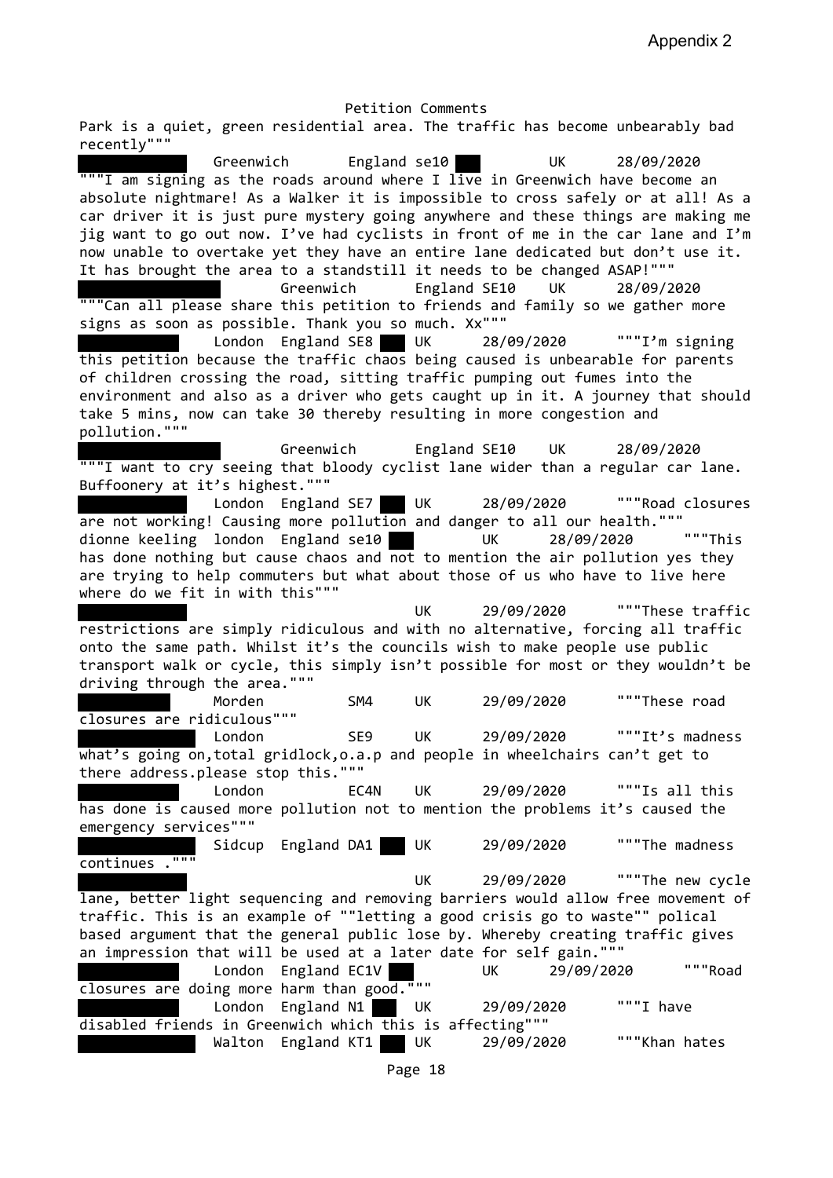Petition Comments

Park is a quiet, green residential area. The traffic has become unbearably bad recently"""

Greenwich England se10 UK 28/09/2020 """I am signing as the roads around where I live in Greenwich have become an absolute nightmare! As a Walker it is impossible to cross safely or at all! As a car driver it is just pure mystery going anywhere and these things are making me jig want to go out now. I've had cyclists in front of me in the car lane and I'm now unable to overtake yet they have an entire lane dedicated but don't use it. It has brought the area to a standstill it needs to be changed ASAP!"""

Greenwich England SE10 UK 28/09/2020 """Can all please share this petition to friends and family so we gather more signs as soon as possible. Thank you so much. Xx"""

London England SE8 UK 28/09/2020 """I'm signing this petition because the traffic chaos being caused is unbearable for parents of children crossing the road, sitting traffic pumping out fumes into the environment and also as a driver who gets caught up in it. A journey that should take 5 mins, now can take 30 thereby resulting in more congestion and pollution."""

Greenwich England SE10 UK 28/09/2020 """I want to cry seeing that bloody cyclist lane wider than a regular car lane. Buffoonery at it's highest."""

London England SE7 UK 28/09/2020 """Road closures are not working! Causing more pollution and danger to all our health."""

dionne keeling london England se10 UK 28/09/2020 """This has done nothing but cause chaos and not to mention the air pollution yes they are trying to help commuters but what about those of us who have to live here where do we fit in with this"""

UK 29/09/2020 """These traffic restrictions are simply ridiculous and with no alternative, forcing all traffic onto the same path. Whilst it's the councils wish to make people use public transport walk or cycle, this simply isn't possible for most or they wouldn't be driving through the area."""

Morden SM4 UK 29/09/2020 """These road closures are ridiculous"""

London SE9 UK 29/09/2020 """It's madness what's going on,total gridlock,o.a.p and people in wheelchairs can't get to there address.please stop this."""

London EC4N UK 29/09/2020 """Is all this has done is caused more pollution not to mention the problems it's caused the emergency services"""

Sidcup England DA1 UK 29/09/2020 """The madness continues ."""

UK 29/09/2020 """The new cycle lane, better light sequencing and removing barriers would allow free movement of traffic. This is an example of ""letting a good crisis go to waste"" polical based argument that the general public lose by. Whereby creating traffic gives an impression that will be used at a later date for self gain."""

London England EC1V UK 29/09/2020 """Road closures are doing more harm than good."""

London England N1 UK 29/09/2020 """I have disabled friends in Greenwich which this is affecting"""

Walton England KT1 UK 29/09/2020 """Khan hates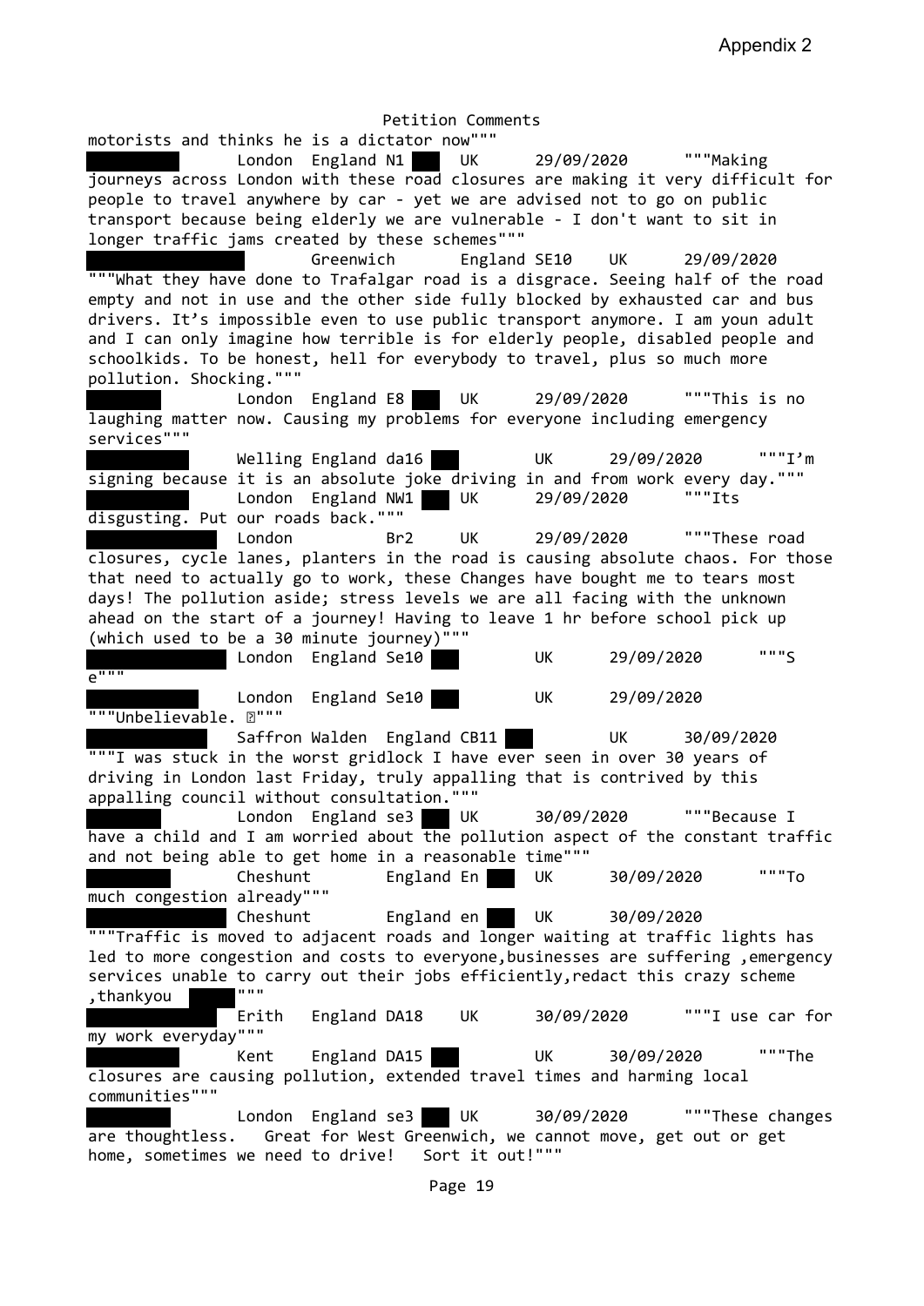Appendix 2

Petition Comments

motorists and thinks he is a dictator now"""

London England N1 UK 29/09/2020 """Making journeys across London with these road closures are making it very difficult for people to travel anywhere by car - yet we are advised not to go on public transport because being elderly we are vulnerable - I don't want to sit in longer traffic jams created by these schemes"""

Greenwich England SE10 UK 29/09/2020 """What they have done to Trafalgar road is a disgrace. Seeing half of the road empty and not in use and the other side fully blocked by exhausted car and bus drivers. It's impossible even to use public transport anymore. I am youn adult and I can only imagine how terrible is for elderly people, disabled people and schoolkids. To be honest, hell for everybody to travel, plus so much more pollution. Shocking."""

London England E8 UK 29/09/2020 """This is no laughing matter now. Causing my problems for everyone including emergency services"""

Welling England da16 UK 29/09/2020 """I'm signing because it is an absolute joke driving in and from work every day."""

London England NW1 UK 29/09/2020 """Its disgusting. Put our roads back."""

London Br2 UK 29/09/2020 """These road closures, cycle lanes, planters in the road is causing absolute chaos. For those that need to actually go to work, these Changes have bought me to tears most days! The pollution aside; stress levels we are all facing with the unknown ahead on the start of a journey! Having to leave 1 hr before school pick up (which used to be a 30 minute journey)"""

London England Se10 UK 29/09/2020 """S e"""

London England Se10 UK 29/09/2020 """Unbelievable. ?"""

Saffron Walden England CB11 UK 30/09/2020 """I was stuck in the worst gridlock I have ever seen in over 30 years of driving in London last Friday, truly appalling that is contrived by this appalling council without consultation."""

London England se3 UK 30/09/2020 """Because I have a child and I am worried about the pollution aspect of the constant traffic and not being able to get home in a reasonable time"""

Cheshunt England En UK 30/09/2020 """To much congestion already"""

Cheshunt England en UK 30/09/2020 """Traffic is moved to adjacent roads and longer waiting at traffic lights has led to more congestion and costs to everyone,businesses are suffering ,emergency services unable to carry out their jobs efficiently,redact this crazy scheme ,thankyou """

Erith England DA18 UK 30/09/2020 """I use car for my work everyday"""

Kent England DA15 UK 30/09/2020 """The closures are causing pollution, extended travel times and harming local communities"""

London England se3 UK 30/09/2020 """These changes are thoughtless. Great for West Greenwich, we cannot move, get out or get home, sometimes we need to drive! Sort it out!"""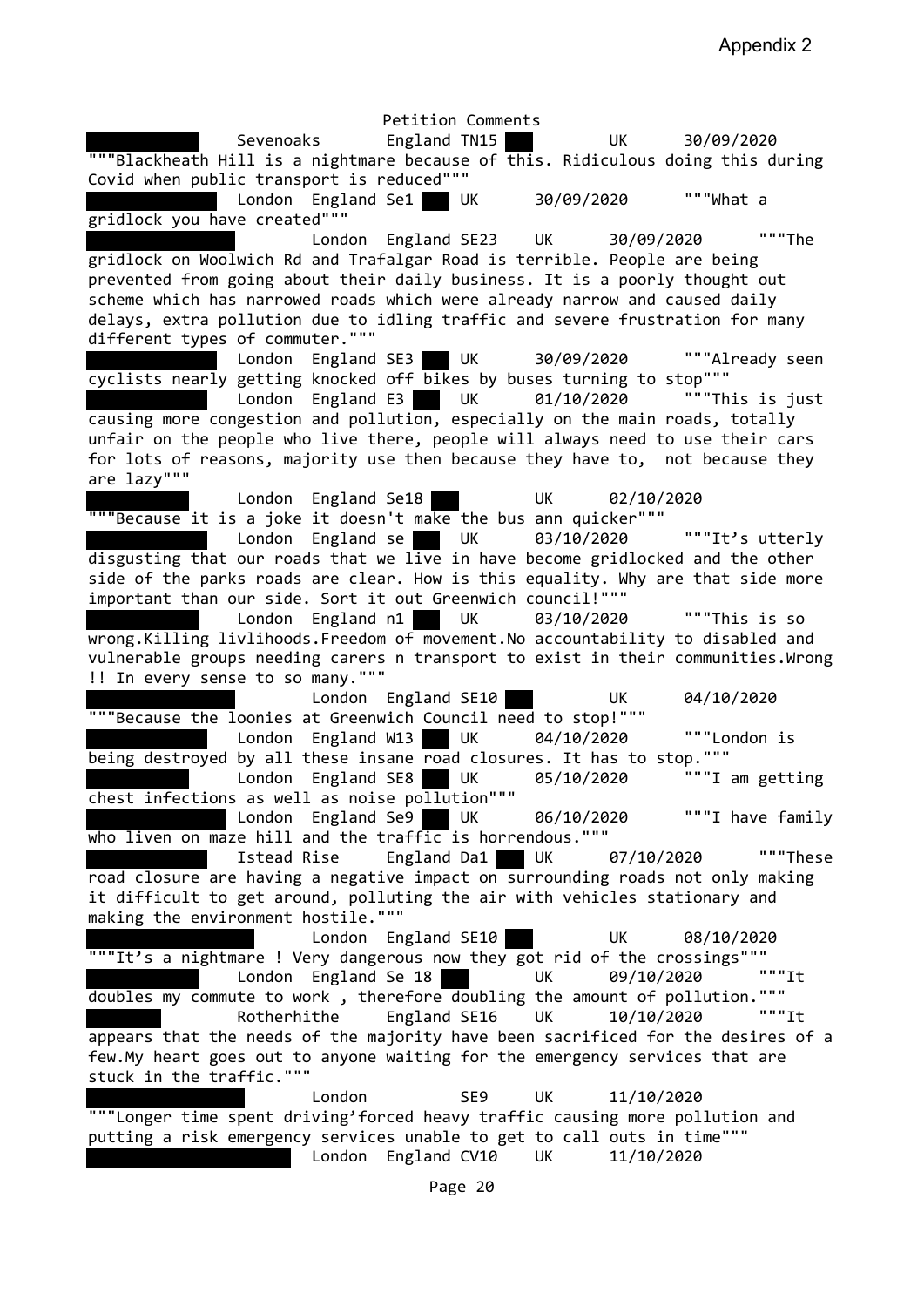Appendix 2

Petition Comments

Sevenoaks England TN15 UK 30/09/2020
"""Blackheath Hill is a nightmare because of this. Ridiculous doing this during Covid when public transport is reduced"""

London England Se1 UK 30/09/2020 """What a gridlock you have created"""

London England SE23 UK 30/09/2020 """The gridlock on Woolwich Rd and Trafalgar Road is terrible. People are being prevented from going about their daily business. It is a poorly thought out scheme which has narrowed roads which were already narrow and caused daily delays, extra pollution due to idling traffic and severe frustration for many different types of commuter."""

London England SE3 UK 30/09/2020 """Already seen cyclists nearly getting knocked off bikes by buses turning to stop"""

London England E3 UK 01/10/2020 """This is just causing more congestion and pollution, especially on the main roads, totally unfair on the people who live there, people will always need to use their cars for lots of reasons, majority use then because they have to, not because they are lazy"""

London England Se18 UK 02/10/2020
"""Because it is a joke it doesn't make the bus ann quicker"""

London England se UK 03/10/2020 """It's utterly disgusting that our roads that we live in have become gridlocked and the other side of the parks roads are clear. How is this equality. Why are that side more important than our side. Sort it out Greenwich council!"""

London England n1 UK 03/10/2020 """This is so wrong.Killing livlihoods.Freedom of movement.No accountability to disabled and vulnerable groups needing carers n transport to exist in their communities.Wrong !! In every sense to so many."""

London England SE10 UK 04/10/2020
"""Because the loonies at Greenwich Council need to stop!"""

London England W13 UK 04/10/2020 """London is being destroyed by all these insane road closures. It has to stop."""

London England SE8 UK 05/10/2020 """I am getting chest infections as well as noise pollution"""

London England Se9 UK 06/10/2020 """I have family who liven on maze hill and the traffic is horrendous."""

Istead Rise England Da1 UK 07/10/2020 """These road closure are having a negative impact on surrounding roads not only making it difficult to get around, polluting the air with vehicles stationary and making the environment hostile."""

London England SE10 UK 08/10/2020
"""It's a nightmare ! Very dangerous now they got rid of the crossings"""

London England Se 18 UK 09/10/2020 """It doubles my commute to work , therefore doubling the amount of pollution."""

Rotherhithe England SE16 UK 10/10/2020 """It appears that the needs of the majority have been sacrificed for the desires of a few.My heart goes out to anyone waiting for the emergency services that are stuck in the traffic."""

London SE9 UK 11/10/2020
"""Longer time spent driving'forced heavy traffic causing more pollution and putting a risk emergency services unable to get to call outs in time"""

London England CV10 UK 11/10/2020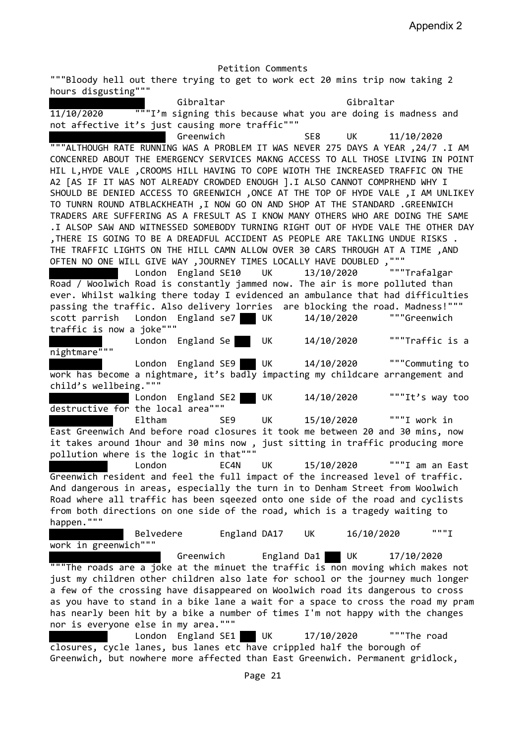Appendix 2

Petition Comments

"""Bloody hell out there trying to get to work ect 20 mins trip now taking 2 hours disgusting"""

Gibraltar Gibraltar 11/10/2020 """I'm signing this because what you are doing is madness and not affective it's just causing more traffic"""

Greenwich SE8 UK 11/10/2020 """ALTHOUGH RATE RUNNING WAS A PROBLEM IT WAS NEVER 275 DAYS A YEAR ,24/7 .I AM CONCENRED ABOUT THE EMERGENCY SERVICES MAKNG ACCESS TO ALL THOSE LIVING IN POINT HIL L,HYDE VALE ,CROOMS HILL HAVING TO COPE WIOTH THE INCREASED TRAFFIC ON THE A2 [AS IF IT WAS NOT ALREADY CROWDED ENOUGH ].I ALSO CANNOT COMPRHEND WHY I SHOULD BE DENIED ACCESS TO GREENWICH ,ONCE AT THE TOP OF HYDE VALE ,I AM UNLIKEY TO TUNRN ROUND ATBLACKHEATH ,I NOW GO ON AND SHOP AT THE STANDARD .GREENWICH TRADERS ARE SUFFERING AS A FRESULT AS I KNOW MANY OTHERS WHO ARE DOING THE SAME .I ALSOP SAW AND WITNESSED SOMEBODY TURNING RIGHT OUT OF HYDE VALE THE OTHER DAY ,THERE IS GOING TO BE A DREADFUL ACCIDENT AS PEOPLE ARE TAKLING UNDUE RISKS . THE TRAFFIC LIGHTS ON THE HILL CAMN ALLOW OVER 30 CARS THROUGH AT A TIME ,AND OFTEN NO ONE WILL GIVE WAY ,JOURNEY TIMES LOCALLY HAVE DOUBLED ,"""

London England SE10 UK 13/10/2020 """Trafalgar Road / Woolwich Road is constantly jammed now. The air is more polluted than ever. Whilst walking there today I evidenced an ambulance that had difficulties passing the traffic. Also delivery lorries are blocking the road. Madness!"""

scott parrish London England se7 UK 14/10/2020 """Greenwich traffic is now a joke"""

London England Se UK 14/10/2020 """Traffic is a nightmare"""

London England SE9 UK 14/10/2020 """Commuting to work has become a nightmare, it's badly impacting my childcare arrangement and child's wellbeing."""

London England SE2 UK 14/10/2020 """It's way too destructive for the local area"""

Eltham SE9 UK 15/10/2020 """I work in East Greenwich And before road closures it took me between 20 and 30 mins, now it takes around 1hour and 30 mins now , just sitting in traffic producing more pollution where is the logic in that"""

London EC4N UK 15/10/2020 """I am an East Greenwich resident and feel the full impact of the increased level of traffic. And dangerous in areas, especially the turn in to Denham Street from Woolwich Road where all traffic has been sqeezed onto one side of the road and cyclists from both directions on one side of the road, which is a tragedy waiting to happen."""

Belvedere England DA17 UK 16/10/2020 """I work in greenwich"""

Greenwich England Da1 UK 17/10/2020 """The roads are a joke at the minuet the traffic is non moving which makes not just my children other children also late for school or the journey much longer a few of the crossing have disappeared on Woolwich road its dangerous to cross as you have to stand in a bike lane a wait for a space to cross the road my pram has nearly been hit by a bike a number of times I'm not happy with the changes nor is everyone else in my area."""

London England SE1 UK 17/10/2020 """The road closures, cycle lanes, bus lanes etc have crippled half the borough of Greenwich, but nowhere more affected than East Greenwich. Permanent gridlock,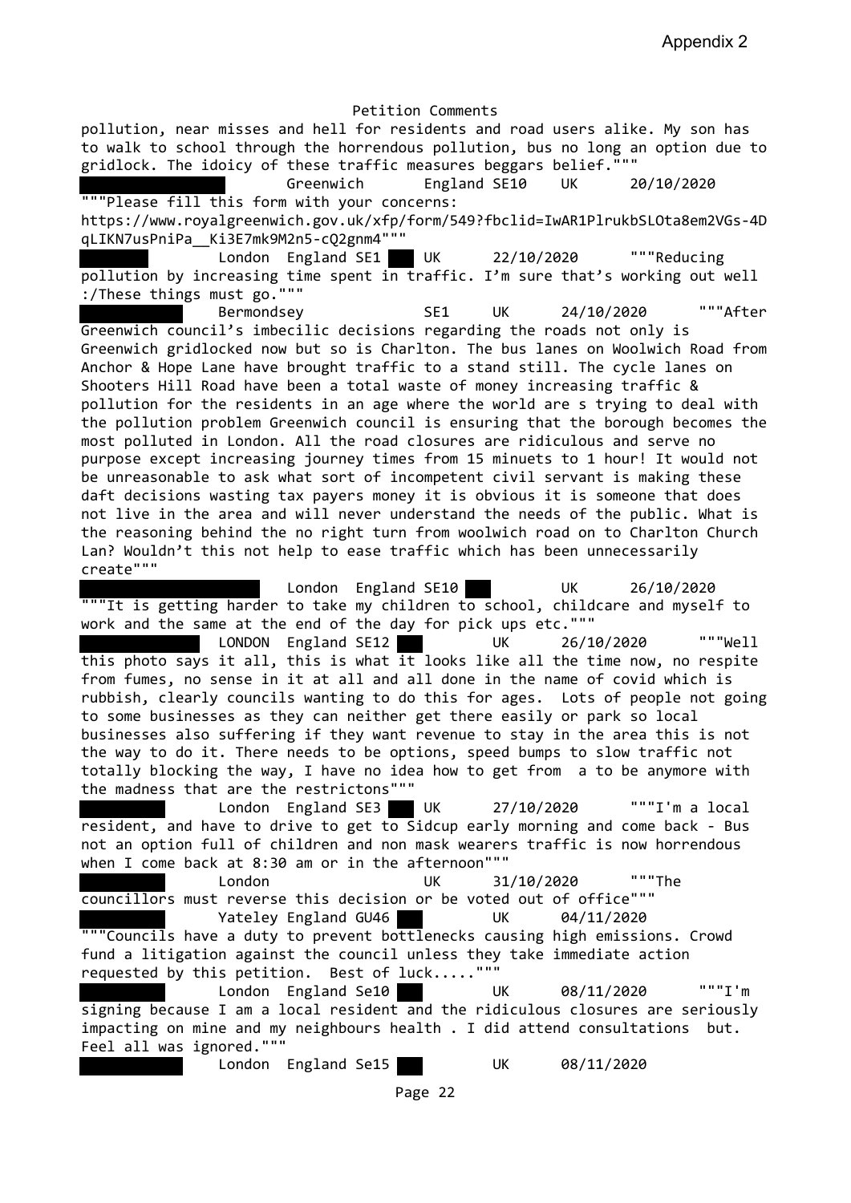Appendix 2

Petition Comments

pollution, near misses and hell for residents and road users alike. My son has to walk to school through the horrendous pollution, bus no long an option due to gridlock. The idoicy of these traffic measures beggars belief."""

Greenwich England SE10 UK 20/10/2020 """Please fill this form with your concerns: https://www.royalgreenwich.gov.uk/xfp/form/549?fbclid=IwAR1PlrukbSLOta8em2VGs-4DqLIKN7usPniPa__Ki3E7mk9M2n5-cQ2gnm4"""

London England SE1 UK 22/10/2020 """Reducing pollution by increasing time spent in traffic. I'm sure that's working out well :/These things must go."""

Bermondsey SE1 UK 24/10/2020 """After Greenwich council's imbecilic decisions regarding the roads not only is Greenwich gridlocked now but so is Charlton. The bus lanes on Woolwich Road from Anchor & Hope Lane have brought traffic to a stand still. The cycle lanes on Shooters Hill Road have been a total waste of money increasing traffic & pollution for the residents in an age where the world are s trying to deal with the pollution problem Greenwich council is ensuring that the borough becomes the most polluted in London. All the road closures are ridiculous and serve no purpose except increasing journey times from 15 minuets to 1 hour! It would not be unreasonable to ask what sort of incompetent civil servant is making these daft decisions wasting tax payers money it is obvious it is someone that does not live in the area and will never understand the needs of the public. What is the reasoning behind the no right turn from woolwich road on to Charlton Church Lan? Wouldn't this not help to ease traffic which has been unnecessarily create"""

London England SE10 UK 26/10/2020 """It is getting harder to take my children to school, childcare and myself to work and the same at the end of the day for pick ups etc."""

LONDON England SE12 UK 26/10/2020 """Well this photo says it all, this is what it looks like all the time now, no respite from fumes, no sense in it at all and all done in the name of covid which is rubbish, clearly councils wanting to do this for ages. Lots of people not going to some businesses as they can neither get there easily or park so local businesses also suffering if they want revenue to stay in the area this is not the way to do it. There needs to be options, speed bumps to slow traffic not totally blocking the way, I have no idea how to get from a to be anymore with the madness that are the restrictons"""

London England SE3 UK 27/10/2020 """I'm a local resident, and have to drive to get to Sidcup early morning and come back - Bus not an option full of children and non mask wearers traffic is now horrendous when I come back at 8:30 am or in the afternoon"""

London UK 31/10/2020 """The councillors must reverse this decision or be voted out of office"""

Yateley England GU46 UK 04/11/2020 """Councils have a duty to prevent bottlenecks causing high emissions. Crowd fund a litigation against the council unless they take immediate action requested by this petition. Best of luck....."""

London England Se10 UK 08/11/2020 """I'm signing because I am a local resident and the ridiculous closures are seriously impacting on mine and my neighbours health . I did attend consultations but. Feel all was ignored."""

London England Se15 UK 08/11/2020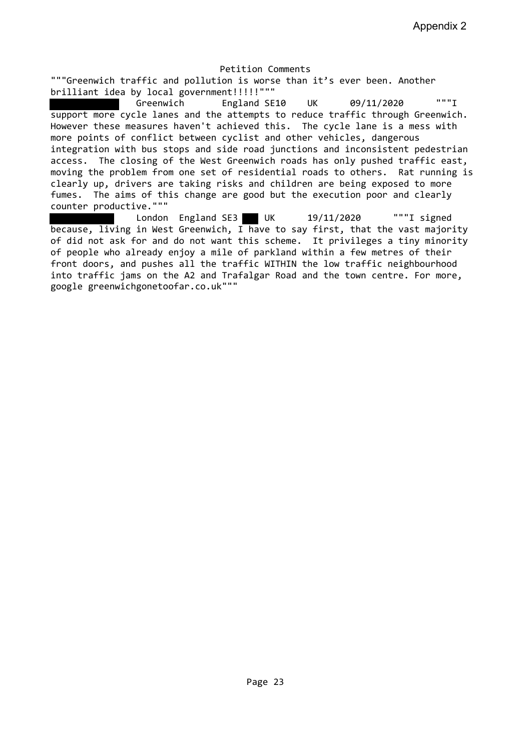Appendix 2

Petition Comments

"""Greenwich traffic and pollution is worse than it's ever been. Another brilliant idea by local government!!!!!"""

Greenwich England SE10 UK 09/11/2020 """I support more cycle lanes and the attempts to reduce traffic through Greenwich. However these measures haven't achieved this. The cycle lane is a mess with more points of conflict between cyclist and other vehicles, dangerous integration with bus stops and side road junctions and inconsistent pedestrian access. The closing of the West Greenwich roads has only pushed traffic east, moving the problem from one set of residential roads to others. Rat running is clearly up, drivers are taking risks and children are being exposed to more fumes. The aims of this change are good but the execution poor and clearly counter productive."""

London England SE3 UK 19/11/2020 """I signed because, living in West Greenwich, I have to say first, that the vast majority of did not ask for and do not want this scheme. It privileges a tiny minority of people who already enjoy a mile of parkland within a few metres of their front doors, and pushes all the traffic WITHIN the low traffic neighbourhood into traffic jams on the A2 and Trafalgar Road and the town centre. For more, google greenwichgonetoofar.co.uk"""